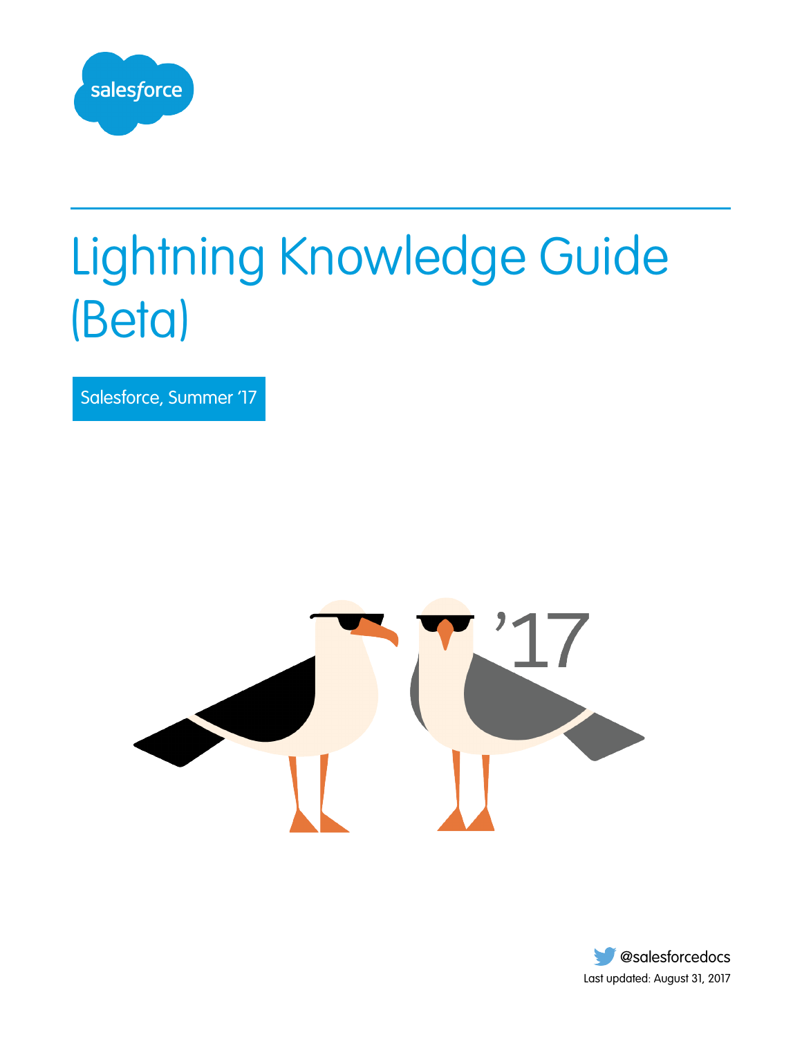# Lightning Knowledge Guide (Beta)

Salesforce, Summer '17

@salesforcedocs

Last updated: August 31, 2017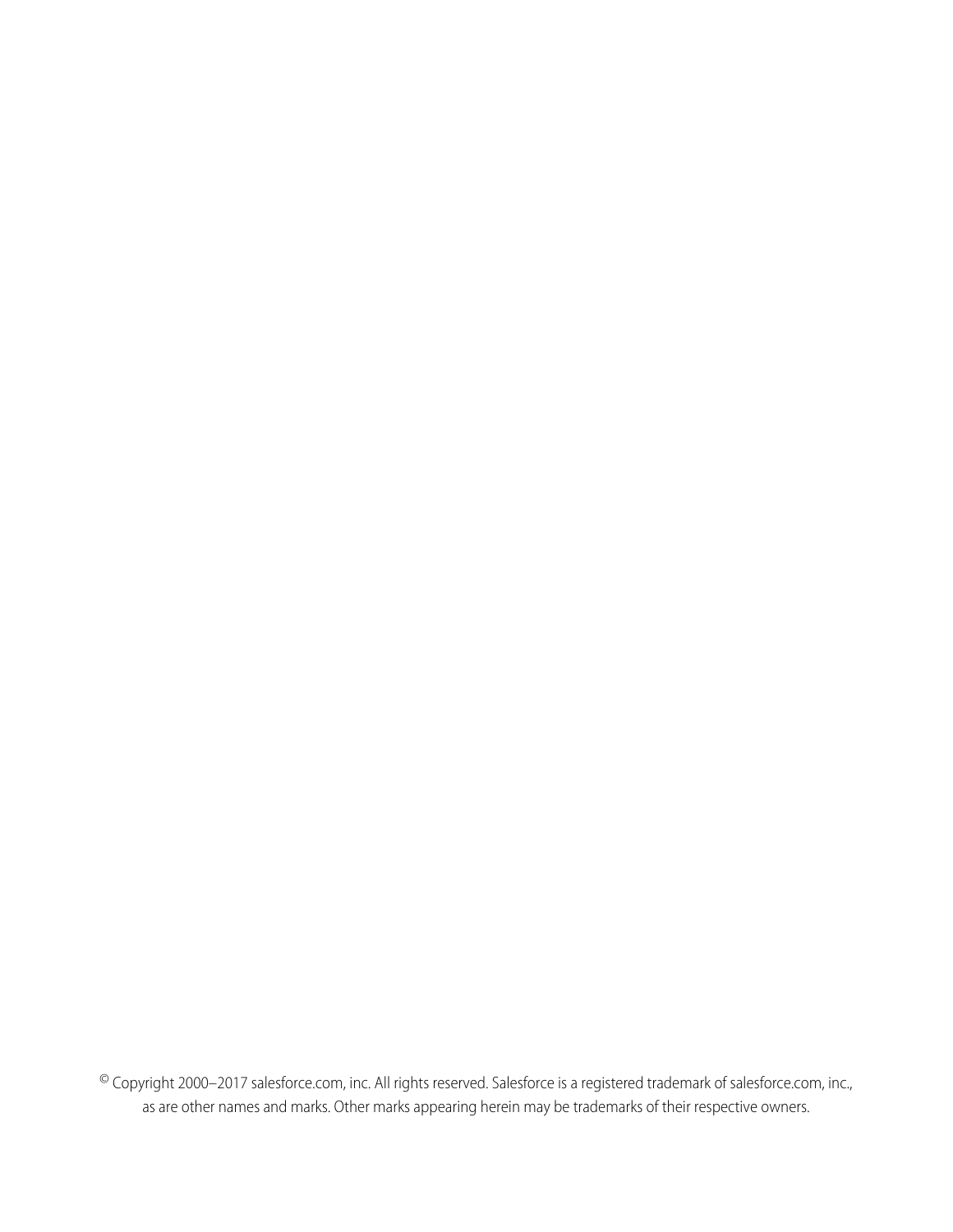© Copyright 2000–2017 salesforce.com, inc. All rights reserved. Salesforce is a registered trademark of salesforce.com, inc., as are other names and marks. Other marks appearing herein may be trademarks of their respective owners.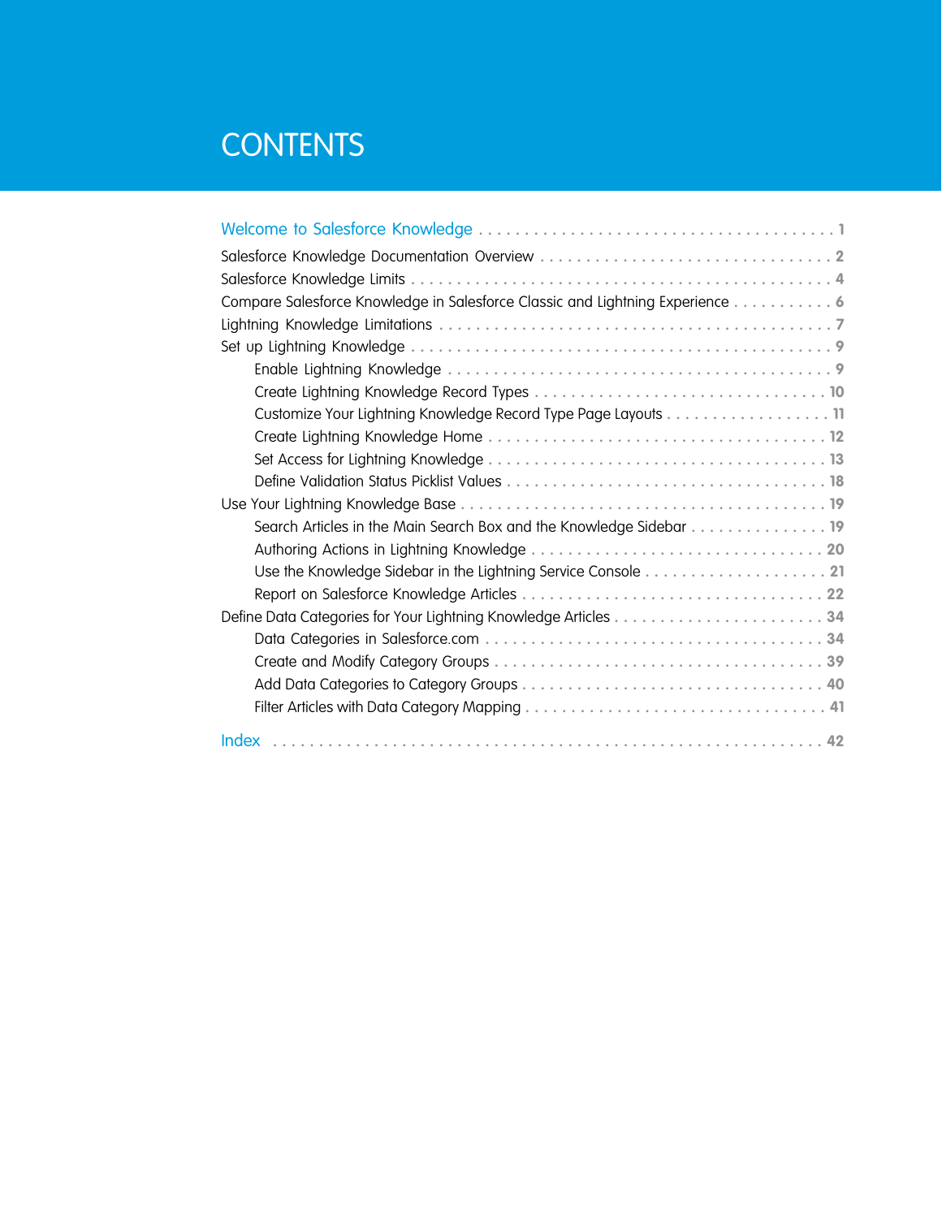# CONTENTS

Welcome to Salesforce Knowledge . . . . . . . . . . 1

Salesforce Knowledge Documentation Overview . . . . . . . . . . 2
Salesforce Knowledge Limits . . . . . . . . . . 4
Compare Salesforce Knowledge in Salesforce Classic and Lightning Experience . . . . . . . . . . 6
Lightning Knowledge Limitations . . . . . . . . . . 7
Set up Lightning Knowledge . . . . . . . . . . 9
- Enable Lightning Knowledge . . . . . . . . . . 9
- Create Lightning Knowledge Record Types . . . . . . . . . . 10
- Customize Your Lightning Knowledge Record Type Page Layouts . . . . . . . . . . 11
- Create Lightning Knowledge Home . . . . . . . . . . 12
- Set Access for Lightning Knowledge . . . . . . . . . . 13
- Define Validation Status Picklist Values . . . . . . . . . . 18

Use Your Lightning Knowledge Base . . . . . . . . . . 19
- Search Articles in the Main Search Box and the Knowledge Sidebar . . . . . . . . . . 19
- Authoring Actions in Lightning Knowledge . . . . . . . . . . 20
- Use the Knowledge Sidebar in the Lightning Service Console . . . . . . . . . . 21
- Report on Salesforce Knowledge Articles . . . . . . . . . . 22

Define Data Categories for Your Lightning Knowledge Articles . . . . . . . . . . 34
- Data Categories in Salesforce.com . . . . . . . . . . 34
- Create and Modify Category Groups . . . . . . . . . . 39
- Add Data Categories to Category Groups . . . . . . . . . . 40
- Filter Articles with Data Category Mapping . . . . . . . . . . 41

Index . . . . . . . . . . 42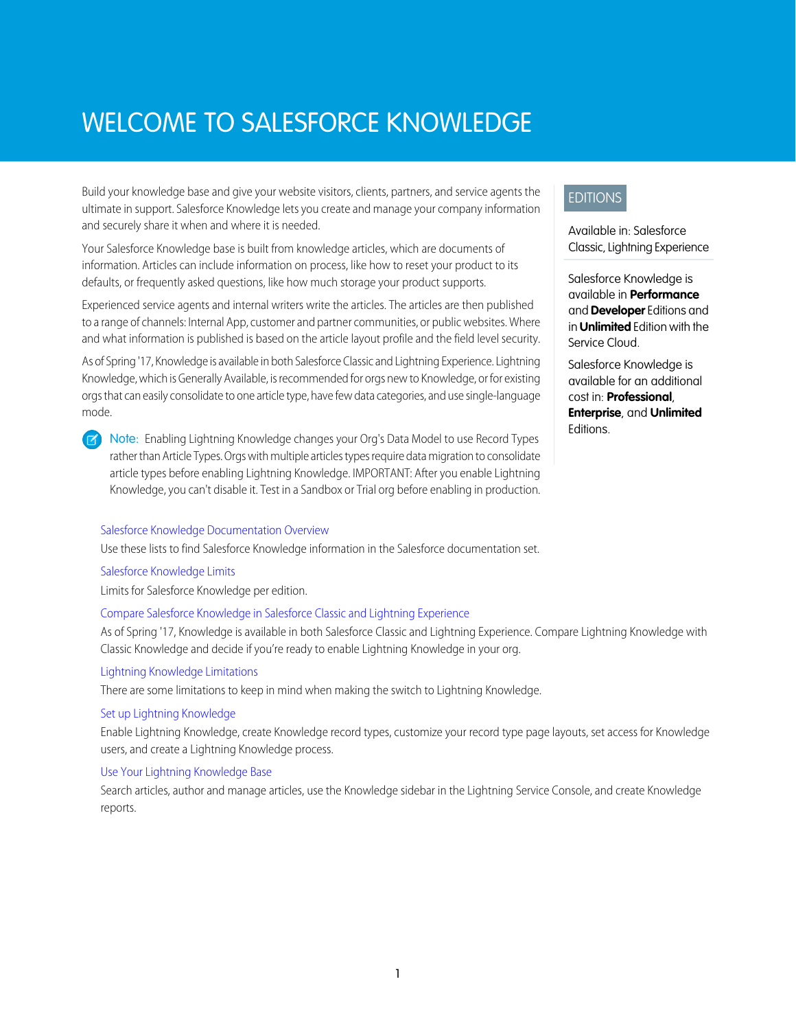# WELCOME TO SALESFORCE KNOWLEDGE

Build your knowledge base and give your website visitors, clients, partners, and service agents the ultimate in support. Salesforce Knowledge lets you create and manage your company information and securely share it when and where it is needed.

Your Salesforce Knowledge base is built from knowledge articles, which are documents of information. Articles can include information on process, like how to reset your product to its defaults, or frequently asked questions, like how much storage your product supports.

Experienced service agents and internal writers write the articles. The articles are then published to a range of channels: Internal App, customer and partner communities, or public websites. Where and what information is published is based on the article layout profile and the field level security.

As of Spring '17, Knowledge is available in both Salesforce Classic and Lightning Experience. Lightning Knowledge, which is Generally Available, is recommended for orgs new to Knowledge, or for existing orgs that can easily consolidate to one article type, have few data categories, and use single-language mode.

> Note: Enabling Lightning Knowledge changes your Org's Data Model to use Record Types rather than Article Types. Orgs with multiple articles types require data migration to consolidate article types before enabling Lightning Knowledge. IMPORTANT: After you enable Lightning Knowledge, you can't disable it. Test in a Sandbox or Trial org before enabling in production.

**EDITIONS**

Available in: Salesforce Classic, Lightning Experience

Salesforce Knowledge is available in **Performance** and **Developer** Editions and in **Unlimited** Edition with the Service Cloud.

Salesforce Knowledge is available for an additional cost in: **Professional**, **Enterprise**, and **Unlimited** Editions.

Salesforce Knowledge Documentation Overview

Use these lists to find Salesforce Knowledge information in the Salesforce documentation set.

Salesforce Knowledge Limits

Limits for Salesforce Knowledge per edition.

Compare Salesforce Knowledge in Salesforce Classic and Lightning Experience

As of Spring '17, Knowledge is available in both Salesforce Classic and Lightning Experience. Compare Lightning Knowledge with Classic Knowledge and decide if you're ready to enable Lightning Knowledge in your org.

Lightning Knowledge Limitations

There are some limitations to keep in mind when making the switch to Lightning Knowledge.

Set up Lightning Knowledge

Enable Lightning Knowledge, create Knowledge record types, customize your record type page layouts, set access for Knowledge users, and create a Lightning Knowledge process.

Use Your Lightning Knowledge Base

Search articles, author and manage articles, use the Knowledge sidebar in the Lightning Service Console, and create Knowledge reports.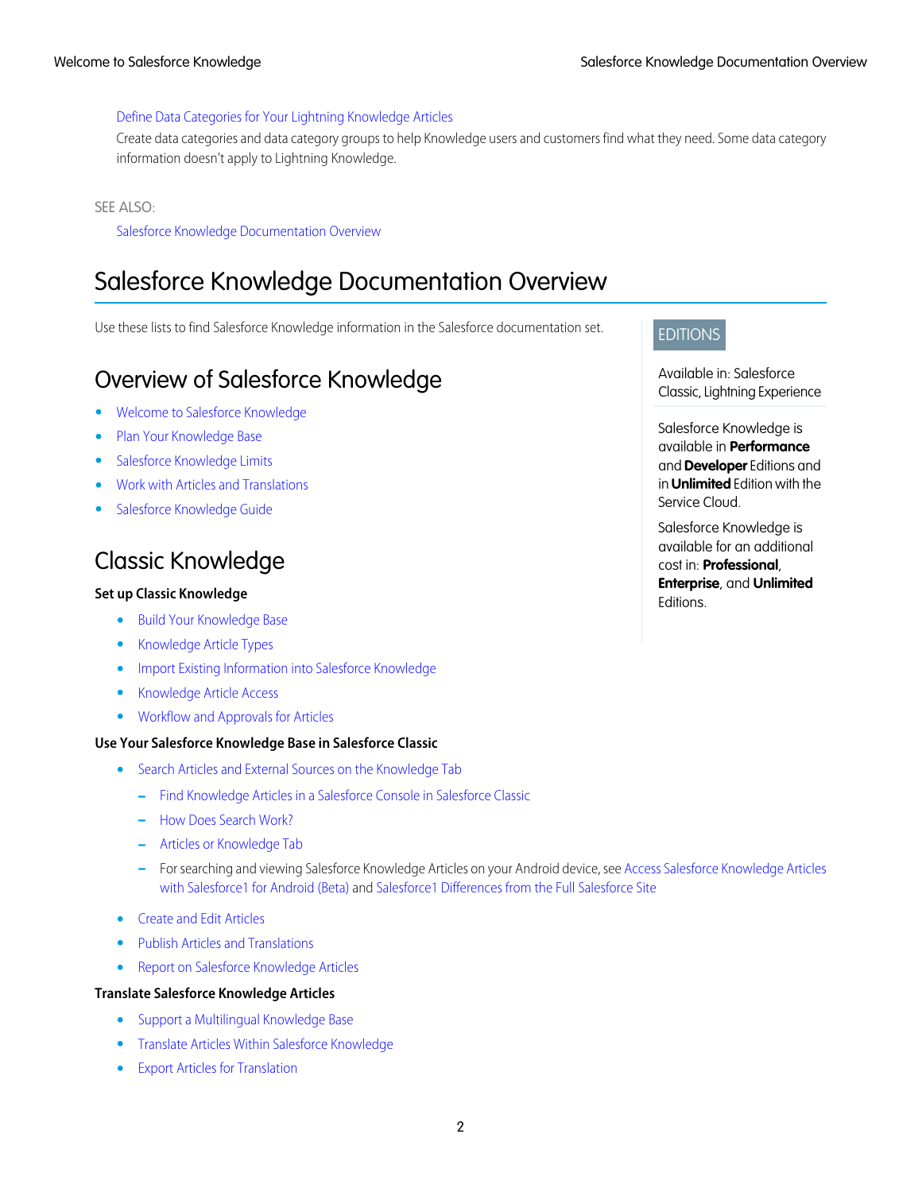Define Data Categories for Your Lightning Knowledge Articles

Create data categories and data category groups to help Knowledge users and customers find what they need. Some data category information doesn't apply to Lightning Knowledge.

SEE ALSO:

Salesforce Knowledge Documentation Overview

# Salesforce Knowledge Documentation Overview

Use these lists to find Salesforce Knowledge information in the Salesforce documentation set.

EDITIONS

Available in: Salesforce Classic, Lightning Experience

Salesforce Knowledge is available in **Performance** and **Developer** Editions and in **Unlimited** Edition with the Service Cloud.

Salesforce Knowledge is available for an additional cost in: **Professional**, **Enterprise**, and **Unlimited** Editions.

## Overview of Salesforce Knowledge

- Welcome to Salesforce Knowledge
- Plan Your Knowledge Base
- Salesforce Knowledge Limits
- Work with Articles and Translations
- Salesforce Knowledge Guide

## Classic Knowledge

**Set up Classic Knowledge**

- Build Your Knowledge Base
- Knowledge Article Types
- Import Existing Information into Salesforce Knowledge
- Knowledge Article Access
- Workflow and Approvals for Articles

**Use Your Salesforce Knowledge Base in Salesforce Classic**

- Search Articles and External Sources on the Knowledge Tab
  - Find Knowledge Articles in a Salesforce Console in Salesforce Classic
  - How Does Search Work?
  - Articles or Knowledge Tab
  - For searching and viewing Salesforce Knowledge Articles on your Android device, see Access Salesforce Knowledge Articles with Salesforce1 for Android (Beta) and Salesforce1 Differences from the Full Salesforce Site
- Create and Edit Articles
- Publish Articles and Translations
- Report on Salesforce Knowledge Articles

**Translate Salesforce Knowledge Articles**

- Support a Multilingual Knowledge Base
- Translate Articles Within Salesforce Knowledge
- Export Articles for Translation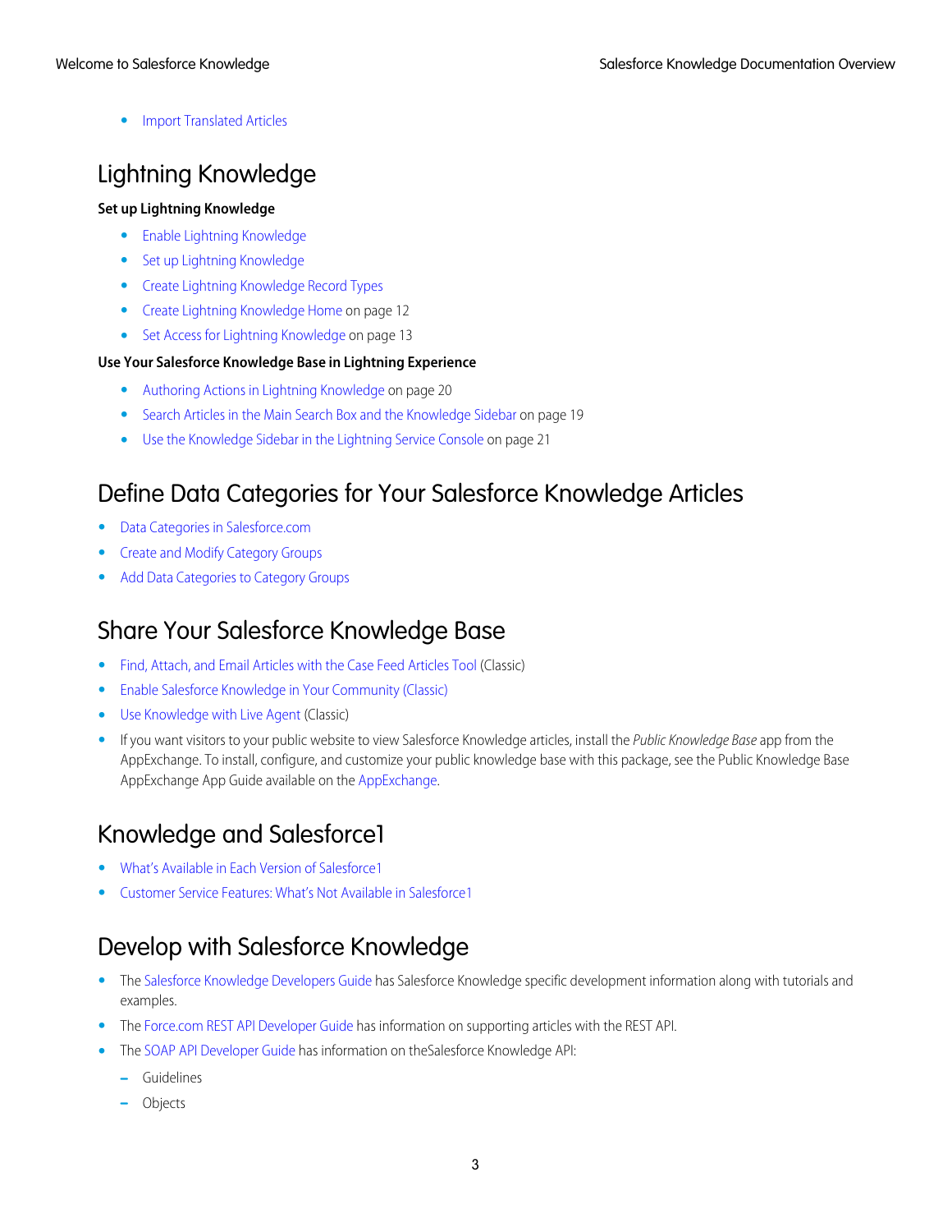- Import Translated Articles

## Lightning Knowledge

**Set up Lightning Knowledge**

- Enable Lightning Knowledge
- Set up Lightning Knowledge
- Create Lightning Knowledge Record Types
- Create Lightning Knowledge Home on page 12
- Set Access for Lightning Knowledge on page 13

**Use Your Salesforce Knowledge Base in Lightning Experience**

- Authoring Actions in Lightning Knowledge on page 20
- Search Articles in the Main Search Box and the Knowledge Sidebar on page 19
- Use the Knowledge Sidebar in the Lightning Service Console on page 21

## Define Data Categories for Your Salesforce Knowledge Articles

- Data Categories in Salesforce.com
- Create and Modify Category Groups
- Add Data Categories to Category Groups

## Share Your Salesforce Knowledge Base

- Find, Attach, and Email Articles with the Case Feed Articles Tool (Classic)
- Enable Salesforce Knowledge in Your Community (Classic)
- Use Knowledge with Live Agent (Classic)
- If you want visitors to your public website to view Salesforce Knowledge articles, install the *Public Knowledge Base* app from the AppExchange. To install, configure, and customize your public knowledge base with this package, see the Public Knowledge Base AppExchange App Guide available on the AppExchange.

## Knowledge and Salesforce1

- What's Available in Each Version of Salesforce1
- Customer Service Features: What's Not Available in Salesforce1

## Develop with Salesforce Knowledge

- The Salesforce Knowledge Developers Guide has Salesforce Knowledge specific development information along with tutorials and examples.
- The Force.com REST API Developer Guide has information on supporting articles with the REST API.
- The SOAP API Developer Guide has information on theSalesforce Knowledge API:
  - Guidelines
  - Objects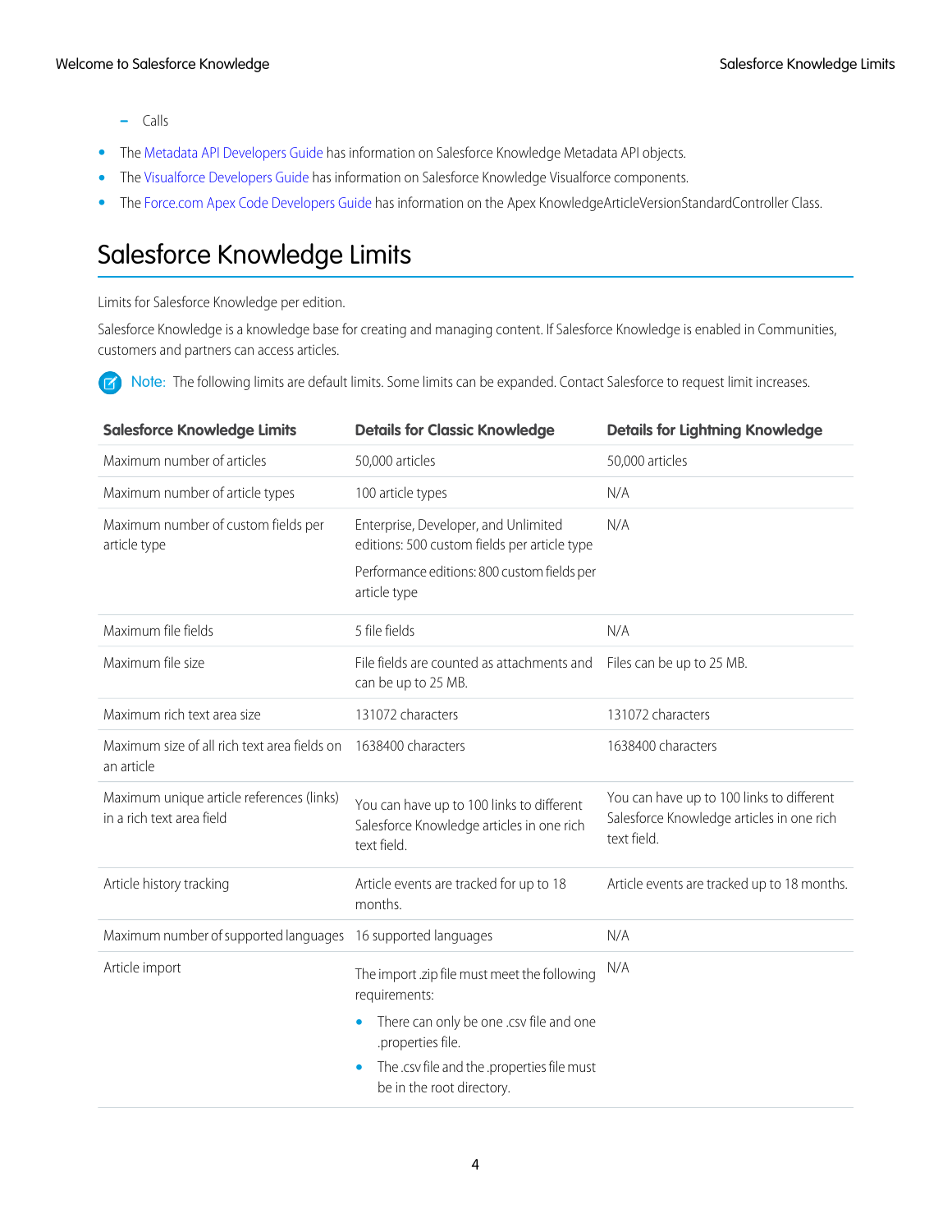- Calls

- The Metadata API Developers Guide has information on Salesforce Knowledge Metadata API objects.
- The Visualforce Developers Guide has information on Salesforce Knowledge Visualforce components.
- The Force.com Apex Code Developers Guide has information on the Apex KnowledgeArticleVersionStandardController Class.

# Salesforce Knowledge Limits

Limits for Salesforce Knowledge per edition.

Salesforce Knowledge is a knowledge base for creating and managing content. If Salesforce Knowledge is enabled in Communities, customers and partners can access articles.

> Note: The following limits are default limits. Some limits can be expanded. Contact Salesforce to request limit increases.

| Salesforce Knowledge Limits | Details for Classic Knowledge | Details for Lightning Knowledge |
|---|---|---|
| Maximum number of articles | 50,000 articles | 50,000 articles |
| Maximum number of article types | 100 article types | N/A |
| Maximum number of custom fields per article type | Enterprise, Developer, and Unlimited editions: 500 custom fields per article type<br><br>Performance editions: 800 custom fields per article type | N/A |
| Maximum file fields | 5 file fields | N/A |
| Maximum file size | File fields are counted as attachments and can be up to 25 MB. | Files can be up to 25 MB. |
| Maximum rich text area size | 131072 characters | 131072 characters |
| Maximum size of all rich text area fields on an article | 1638400 characters | 1638400 characters |
| Maximum unique article references (links) in a rich text area field | You can have up to 100 links to different Salesforce Knowledge articles in one rich text field. | You can have up to 100 links to different Salesforce Knowledge articles in one rich text field. |
| Article history tracking | Article events are tracked for up to 18 months. | Article events are tracked up to 18 months. |
| Maximum number of supported languages | 16 supported languages | N/A |
| Article import | The import .zip file must meet the following requirements:<br>• There can only be one .csv file and one .properties file.<br>• The .csv file and the .properties file must be in the root directory. | N/A |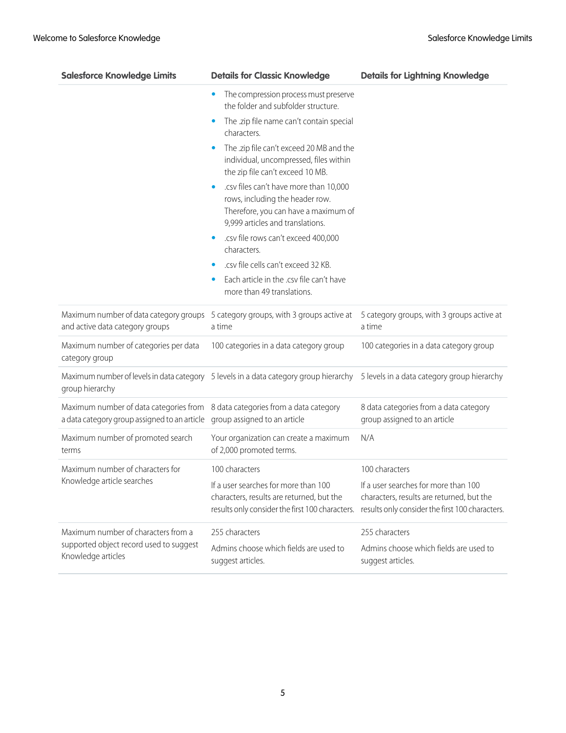| Salesforce Knowledge Limits | Details for Classic Knowledge | Details for Lightning Knowledge |
| --- | --- | --- |
| | • The compression process must preserve the folder and subfolder structure.<br>• The .zip file name can't contain special characters.<br>• The .zip file can't exceed 20 MB and the individual, uncompressed, files within the zip file can't exceed 10 MB.<br>• .csv files can't have more than 10,000 rows, including the header row. Therefore, you can have a maximum of 9,999 articles and translations.<br>• .csv file rows can't exceed 400,000 characters.<br>• .csv file cells can't exceed 32 KB.<br>• Each article in the .csv file can't have more than 49 translations. | |
| Maximum number of data category groups and active data category groups | 5 category groups, with 3 groups active at a time | 5 category groups, with 3 groups active at a time |
| Maximum number of categories per data category group | 100 categories in a data category group | 100 categories in a data category group |
| Maximum number of levels in data category group hierarchy | 5 levels in a data category group hierarchy | 5 levels in a data category group hierarchy |
| Maximum number of data categories from a data category group assigned to an article | 8 data categories from a data category group assigned to an article | 8 data categories from a data category group assigned to an article |
| Maximum number of promoted search terms | Your organization can create a maximum of 2,000 promoted terms. | N/A |
| Maximum number of characters for Knowledge article searches | 100 characters<br><br>If a user searches for more than 100 characters, results are returned, but the results only consider the first 100 characters. | 100 characters<br><br>If a user searches for more than 100 characters, results are returned, but the results only consider the first 100 characters. |
| Maximum number of characters from a supported object record used to suggest Knowledge articles | 255 characters<br><br>Admins choose which fields are used to suggest articles. | 255 characters<br><br>Admins choose which fields are used to suggest articles. |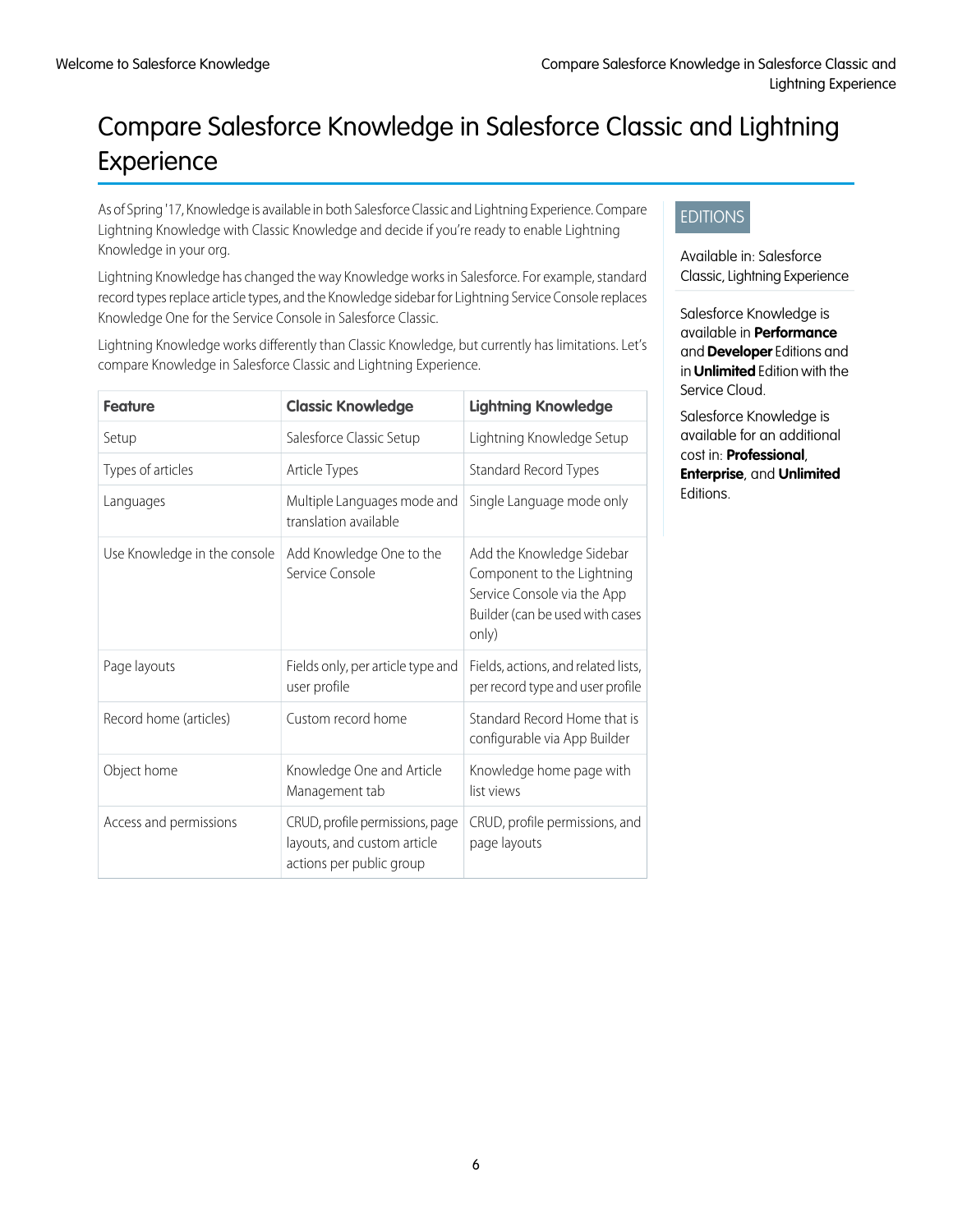# Compare Salesforce Knowledge in Salesforce Classic and Lightning Experience

EDITIONS

Available in: Salesforce Classic, Lightning Experience

Salesforce Knowledge is available in **Performance** and **Developer** Editions and in **Unlimited** Edition with the Service Cloud.

Salesforce Knowledge is available for an additional cost in: **Professional**, **Enterprise**, and **Unlimited** Editions.

As of Spring '17, Knowledge is available in both Salesforce Classic and Lightning Experience. Compare Lightning Knowledge with Classic Knowledge and decide if you're ready to enable Lightning Knowledge in your org.

Lightning Knowledge has changed the way Knowledge works in Salesforce. For example, standard record types replace article types, and the Knowledge sidebar for Lightning Service Console replaces Knowledge One for the Service Console in Salesforce Classic.

Lightning Knowledge works differently than Classic Knowledge, but currently has limitations. Let's compare Knowledge in Salesforce Classic and Lightning Experience.

| Feature | Classic Knowledge | Lightning Knowledge |
| --- | --- | --- |
| Setup | Salesforce Classic Setup | Lightning Knowledge Setup |
| Types of articles | Article Types | Standard Record Types |
| Languages | Multiple Languages mode and translation available | Single Language mode only |
| Use Knowledge in the console | Add Knowledge One to the Service Console | Add the Knowledge Sidebar Component to the Lightning Service Console via the App Builder (can be used with cases only) |
| Page layouts | Fields only, per article type and user profile | Fields, actions, and related lists, per record type and user profile |
| Record home (articles) | Custom record home | Standard Record Home that is configurable via App Builder |
| Object home | Knowledge One and Article Management tab | Knowledge home page with list views |
| Access and permissions | CRUD, profile permissions, page layouts, and custom article actions per public group | CRUD, profile permissions, and page layouts |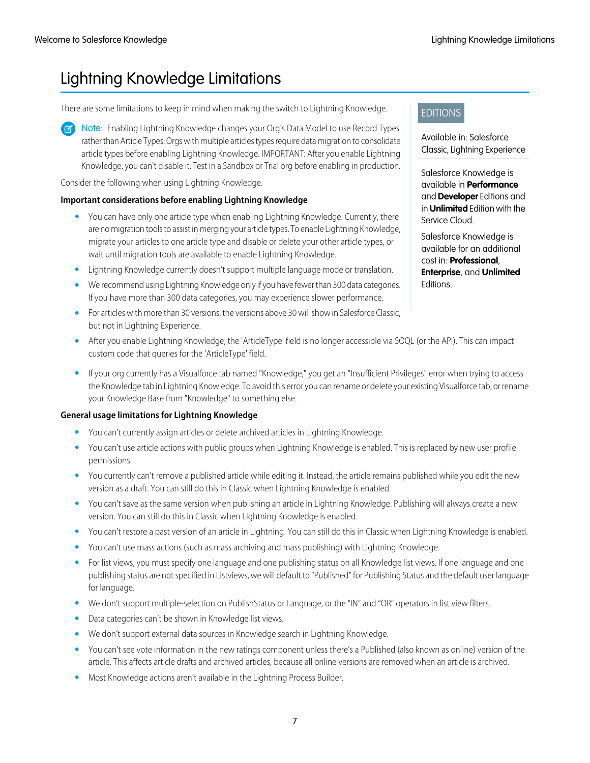# Lightning Knowledge Limitations

There are some limitations to keep in mind when making the switch to Lightning Knowledge.

> Note: Enabling Lightning Knowledge changes your Org's Data Model to use Record Types rather than Article Types. Orgs with multiple articles types require data migration to consolidate article types before enabling Lightning Knowledge. IMPORTANT: After you enable Lightning Knowledge, you can't disable it. Test in a Sandbox or Trial org before enabling in production.

EDITIONS

Available in: Salesforce Classic, Lightning Experience

Salesforce Knowledge is available in **Performance** and **Developer** Editions and in **Unlimited** Edition with the Service Cloud.

Salesforce Knowledge is available for an additional cost in: **Professional**, **Enterprise**, and **Unlimited** Editions.

Consider the following when using Lightning Knowledge.

**Important considerations before enabling Lightning Knowledge**

- You can have only one article type when enabling Lightning Knowledge. Currently, there are no migration tools to assist in merging your article types. To enable Lightning Knowledge, migrate your articles to one article type and disable or delete your other article types, or wait until migration tools are available to enable Lightning Knowledge.
- Lightning Knowledge currently doesn't support multiple language mode or translation.
- We recommend using Lightning Knowledge only if you have fewer than 300 data categories. If you have more than 300 data categories, you may experience slower performance.
- For articles with more than 30 versions, the versions above 30 will show in Salesforce Classic, but not in Lightning Experience.
- After you enable Lightning Knowledge, the 'ArticleType' field is no longer accessible via SOQL (or the API). This can impact custom code that queries for the 'ArticleType' field.
- If your org currently has a Visualforce tab named "Knowledge," you get an "Insufficient Privileges" error when trying to access the Knowledge tab in Lightning Knowledge. To avoid this error you can rename or delete your existing Visualforce tab, or rename your Knowledge Base from "Knowledge" to something else.

**General usage limitations for Lightning Knowledge**

- You can't currently assign articles or delete archived articles in Lightning Knowledge.
- You can't use article actions with public groups when Lightning Knowledge is enabled. This is replaced by new user profile permissions.
- You currently can't remove a published article while editing it. Instead, the article remains published while you edit the new version as a draft. You can still do this in Classic when Lightning Knowledge is enabled.
- You can't save as the same version when publishing an article in Lightning Knowledge. Publishing will always create a new version. You can still do this in Classic when Lightning Knowledge is enabled.
- You can't restore a past version of an article in Lightning. You can still do this in Classic when Lightning Knowledge is enabled.
- You can't use mass actions (such as mass archiving and mass publishing) with Lightning Knowledge.
- For list views, you must specify one language and one publishing status on all Knowledge list views. If one language and one publishing status are not specified in Listviews, we will default to "Published" for Publishing Status and the default user language for language.
- We don't support multiple-selection on PublishStatus or Language, or the "IN" and "OR" operators in list view filters.
- Data categories can't be shown in Knowledge list views.
- We don't support external data sources in Knowledge search in Lightning Knowledge.
- You can't see vote information in the new ratings component unless there's a Published (also known as online) version of the article. This affects article drafts and archived articles, because all online versions are removed when an article is archived.
- Most Knowledge actions aren't available in the Lightning Process Builder.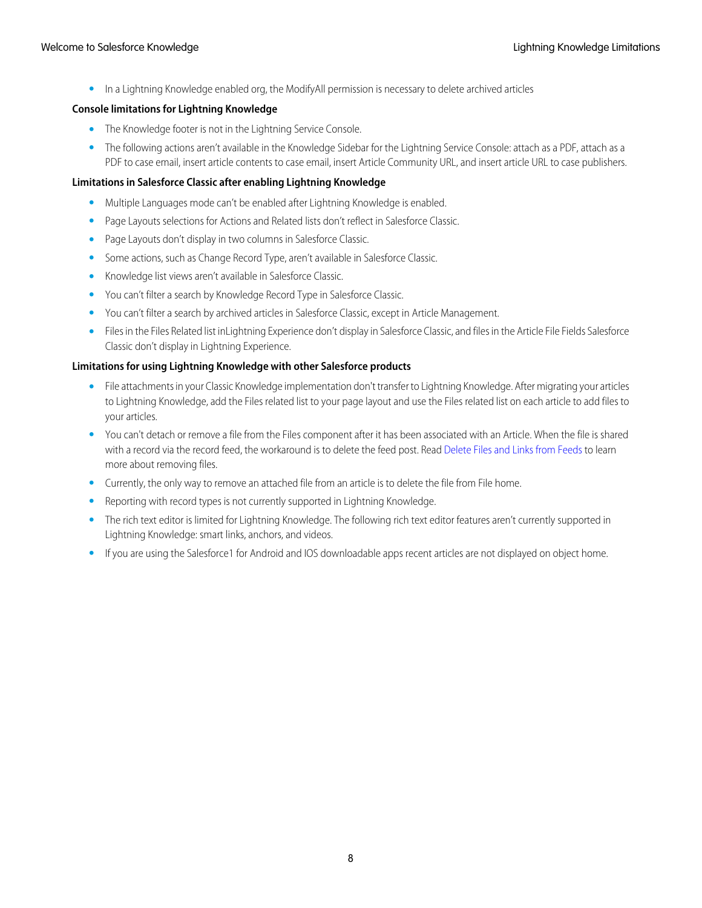- In a Lightning Knowledge enabled org, the ModifyAll permission is necessary to delete archived articles

**Console limitations for Lightning Knowledge**

- The Knowledge footer is not in the Lightning Service Console.
- The following actions aren't available in the Knowledge Sidebar for the Lightning Service Console: attach as a PDF, attach as a PDF to case email, insert article contents to case email, insert Article Community URL, and insert article URL to case publishers.

**Limitations in Salesforce Classic after enabling Lightning Knowledge**

- Multiple Languages mode can't be enabled after Lightning Knowledge is enabled.
- Page Layouts selections for Actions and Related lists don't reflect in Salesforce Classic.
- Page Layouts don't display in two columns in Salesforce Classic.
- Some actions, such as Change Record Type, aren't available in Salesforce Classic.
- Knowledge list views aren't available in Salesforce Classic.
- You can't filter a search by Knowledge Record Type in Salesforce Classic.
- You can't filter a search by archived articles in Salesforce Classic, except in Article Management.
- Files in the Files Related list inLightning Experience don't display in Salesforce Classic, and files in the Article File Fields Salesforce Classic don't display in Lightning Experience.

**Limitations for using Lightning Knowledge with other Salesforce products**

- File attachments in your Classic Knowledge implementation don't transfer to Lightning Knowledge. After migrating your articles to Lightning Knowledge, add the Files related list to your page layout and use the Files related list on each article to add files to your articles.
- You can't detach or remove a file from the Files component after it has been associated with an Article. When the file is shared with a record via the record feed, the workaround is to delete the feed post. Read Delete Files and Links from Feeds to learn more about removing files.
- Currently, the only way to remove an attached file from an article is to delete the file from File home.
- Reporting with record types is not currently supported in Lightning Knowledge.
- The rich text editor is limited for Lightning Knowledge. The following rich text editor features aren't currently supported in Lightning Knowledge: smart links, anchors, and videos.
- If you are using the Salesforce1 for Android and IOS downloadable apps recent articles are not displayed on object home.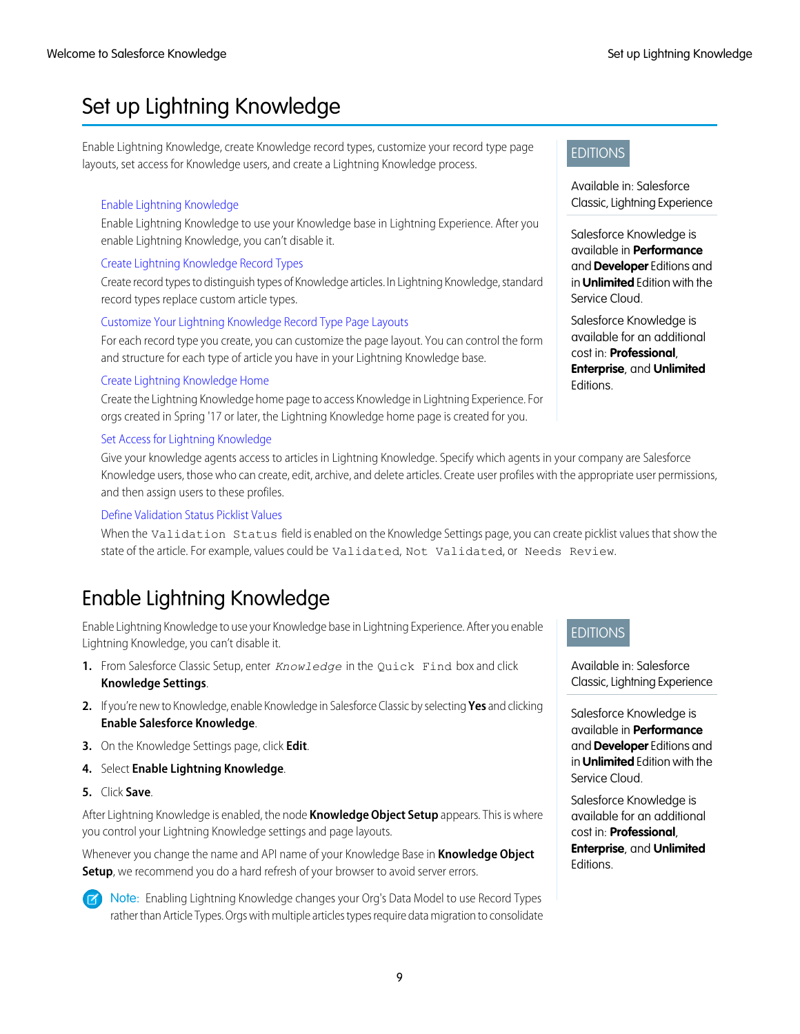# Set up Lightning Knowledge

Enable Lightning Knowledge, create Knowledge record types, customize your record type page layouts, set access for Knowledge users, and create a Lightning Knowledge process.

EDITIONS

Available in: Salesforce Classic, Lightning Experience

Salesforce Knowledge is available in **Performance** and **Developer** Editions and in **Unlimited** Edition with the Service Cloud.

Salesforce Knowledge is available for an additional cost in: **Professional**, **Enterprise**, and **Unlimited** Editions.

Enable Lightning Knowledge

Enable Lightning Knowledge to use your Knowledge base in Lightning Experience. After you enable Lightning Knowledge, you can't disable it.

Create Lightning Knowledge Record Types

Create record types to distinguish types of Knowledge articles. In Lightning Knowledge, standard record types replace custom article types.

Customize Your Lightning Knowledge Record Type Page Layouts

For each record type you create, you can customize the page layout. You can control the form and structure for each type of article you have in your Lightning Knowledge base.

Create Lightning Knowledge Home

Create the Lightning Knowledge home page to access Knowledge in Lightning Experience. For orgs created in Spring '17 or later, the Lightning Knowledge home page is created for you.

Set Access for Lightning Knowledge

Give your knowledge agents access to articles in Lightning Knowledge. Specify which agents in your company are Salesforce Knowledge users, those who can create, edit, archive, and delete articles. Create user profiles with the appropriate user permissions, and then assign users to these profiles.

Define Validation Status Picklist Values

When the `Validation Status` field is enabled on the Knowledge Settings page, you can create picklist values that show the state of the article. For example, values could be `Validated`, `Not Validated`, or `Needs Review`.

# Enable Lightning Knowledge

Enable Lightning Knowledge to use your Knowledge base in Lightning Experience. After you enable Lightning Knowledge, you can't disable it.

EDITIONS

Available in: Salesforce Classic, Lightning Experience

Salesforce Knowledge is available in **Performance** and **Developer** Editions and in **Unlimited** Edition with the Service Cloud.

Salesforce Knowledge is available for an additional cost in: **Professional**, **Enterprise**, and **Unlimited** Editions.

1. From Salesforce Classic Setup, enter *Knowledge* in the `Quick Find` box and click **Knowledge Settings**.
2. If you're new to Knowledge, enable Knowledge in Salesforce Classic by selecting **Yes** and clicking **Enable Salesforce Knowledge**.
3. On the Knowledge Settings page, click **Edit**.
4. Select **Enable Lightning Knowledge**.
5. Click **Save**.

After Lightning Knowledge is enabled, the node **Knowledge Object Setup** appears. This is where you control your Lightning Knowledge settings and page layouts.

Whenever you change the name and API name of your Knowledge Base in **Knowledge Object Setup**, we recommend you do a hard refresh of your browser to avoid server errors.

Note: Enabling Lightning Knowledge changes your Org's Data Model to use Record Types rather than Article Types. Orgs with multiple articles types require data migration to consolidate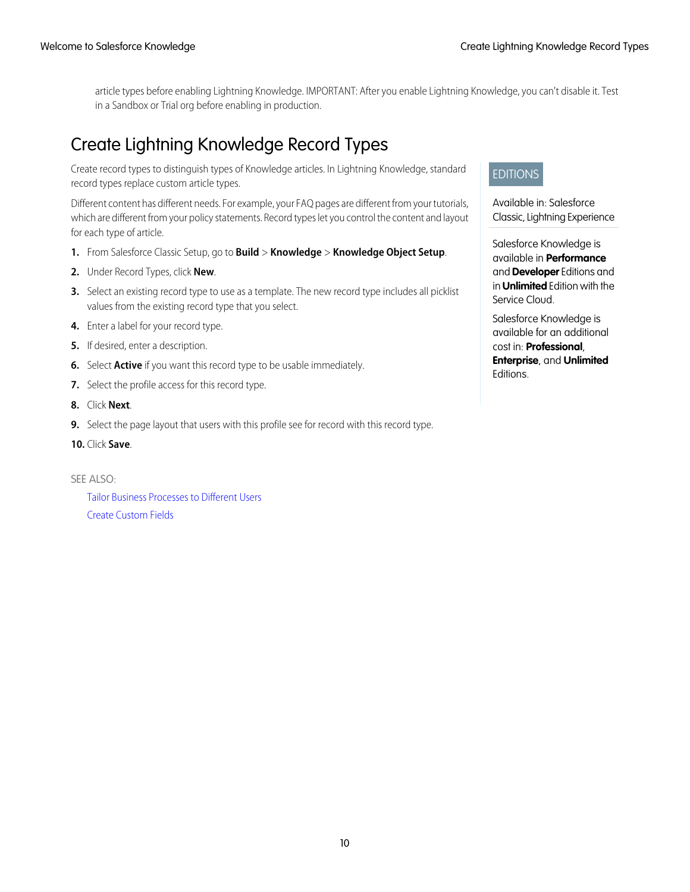article types before enabling Lightning Knowledge. IMPORTANT: After you enable Lightning Knowledge, you can't disable it. Test in a Sandbox or Trial org before enabling in production.

## Create Lightning Knowledge Record Types

Create record types to distinguish types of Knowledge articles. In Lightning Knowledge, standard record types replace custom article types.

Different content has different needs. For example, your FAQ pages are different from your tutorials, which are different from your policy statements. Record types let you control the content and layout for each type of article.

1. From Salesforce Classic Setup, go to **Build** > **Knowledge** > **Knowledge Object Setup**.
2. Under Record Types, click **New**.
3. Select an existing record type to use as a template. The new record type includes all picklist values from the existing record type that you select.
4. Enter a label for your record type.
5. If desired, enter a description.
6. Select **Active** if you want this record type to be usable immediately.
7. Select the profile access for this record type.
8. Click **Next**.
9. Select the page layout that users with this profile see for record with this record type.
10. Click **Save**.

EDITIONS

Available in: Salesforce Classic, Lightning Experience

Salesforce Knowledge is available in **Performance** and **Developer** Editions and in **Unlimited** Edition with the Service Cloud.

Salesforce Knowledge is available for an additional cost in: **Professional**, **Enterprise**, and **Unlimited** Editions.

SEE ALSO:

Tailor Business Processes to Different Users

Create Custom Fields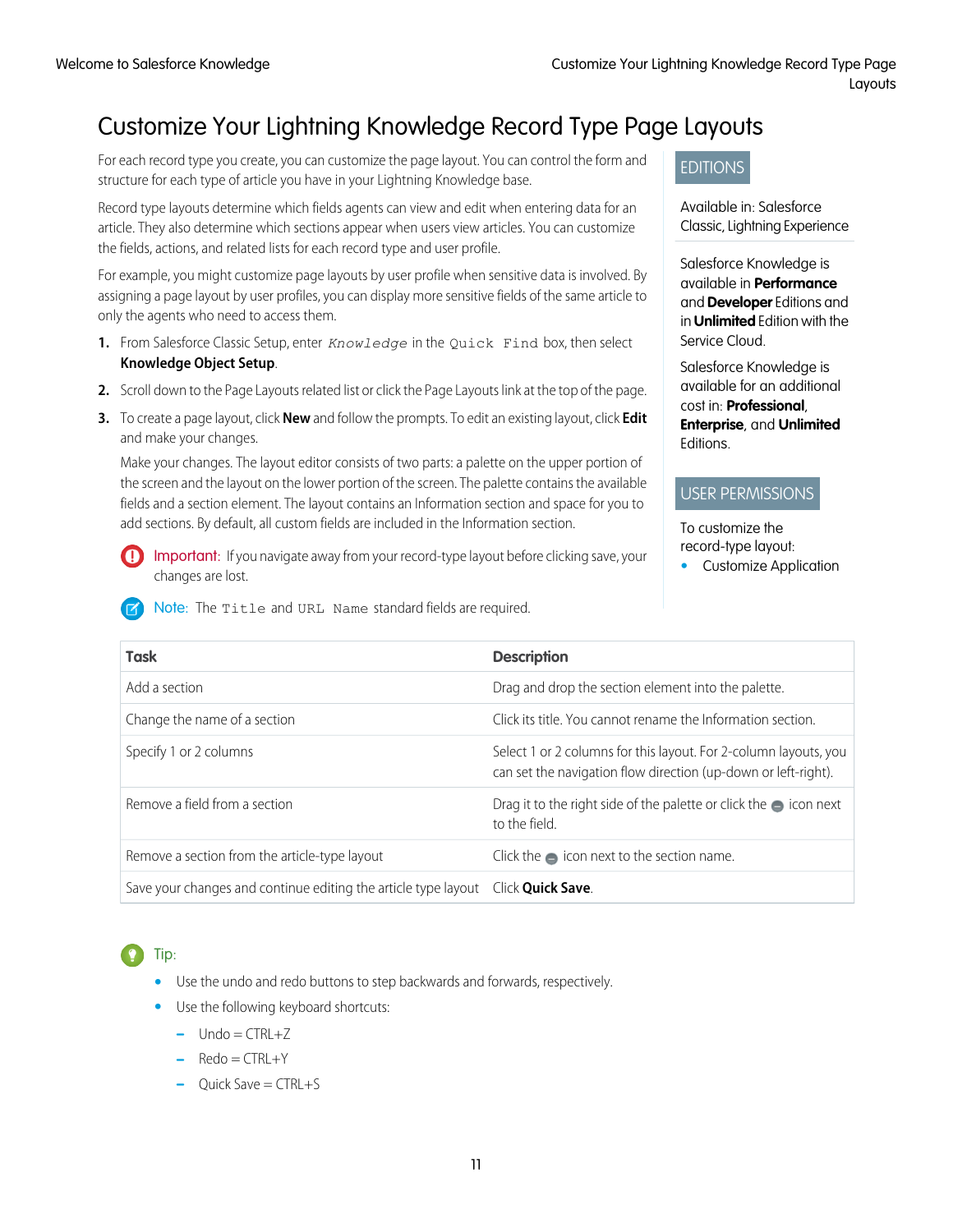# Customize Your Lightning Knowledge Record Type Page Layouts

For each record type you create, you can customize the page layout. You can control the form and structure for each type of article you have in your Lightning Knowledge base.

Record type layouts determine which fields agents can view and edit when entering data for an article. They also determine which sections appear when users view articles. You can customize the fields, actions, and related lists for each record type and user profile.

For example, you might customize page layouts by user profile when sensitive data is involved. By assigning a page layout by user profiles, you can display more sensitive fields of the same article to only the agents who need to access them.

EDITIONS

Available in: Salesforce Classic, Lightning Experience

Salesforce Knowledge is available in **Performance** and **Developer** Editions and in **Unlimited** Edition with the Service Cloud.

Salesforce Knowledge is available for an additional cost in: **Professional**, **Enterprise**, and **Unlimited** Editions.

USER PERMISSIONS

To customize the record-type layout:
- Customize Application

1. From Salesforce Classic Setup, enter `Knowledge` in the `Quick Find` box, then select **Knowledge Object Setup**.
2. Scroll down to the Page Layouts related list or click the Page Layouts link at the top of the page.
3. To create a page layout, click **New** and follow the prompts. To edit an existing layout, click **Edit** and make your changes.

   Make your changes. The layout editor consists of two parts: a palette on the upper portion of the screen and the layout on the lower portion of the screen. The palette contains the available fields and a section element. The layout contains an Information section and space for you to add sections. By default, all custom fields are included in the Information section.

Important: If you navigate away from your record-type layout before clicking save, your changes are lost.

Note: The `Title` and `URL Name` standard fields are required.

| Task | Description |
| --- | --- |
| Add a section | Drag and drop the section element into the palette. |
| Change the name of a section | Click its title. You cannot rename the Information section. |
| Specify 1 or 2 columns | Select 1 or 2 columns for this layout. For 2-column layouts, you can set the navigation flow direction (up-down or left-right). |
| Remove a field from a section | Drag it to the right side of the palette or click the ⊖ icon next to the field. |
| Remove a section from the article-type layout | Click the ⊖ icon next to the section name. |
| Save your changes and continue editing the article type layout | Click **Quick Save**. |

Tip:
- Use the undo and redo buttons to step backwards and forwards, respectively.
- Use the following keyboard shortcuts:
  - Undo = CTRL+Z
  - Redo = CTRL+Y
  - Quick Save = CTRL+S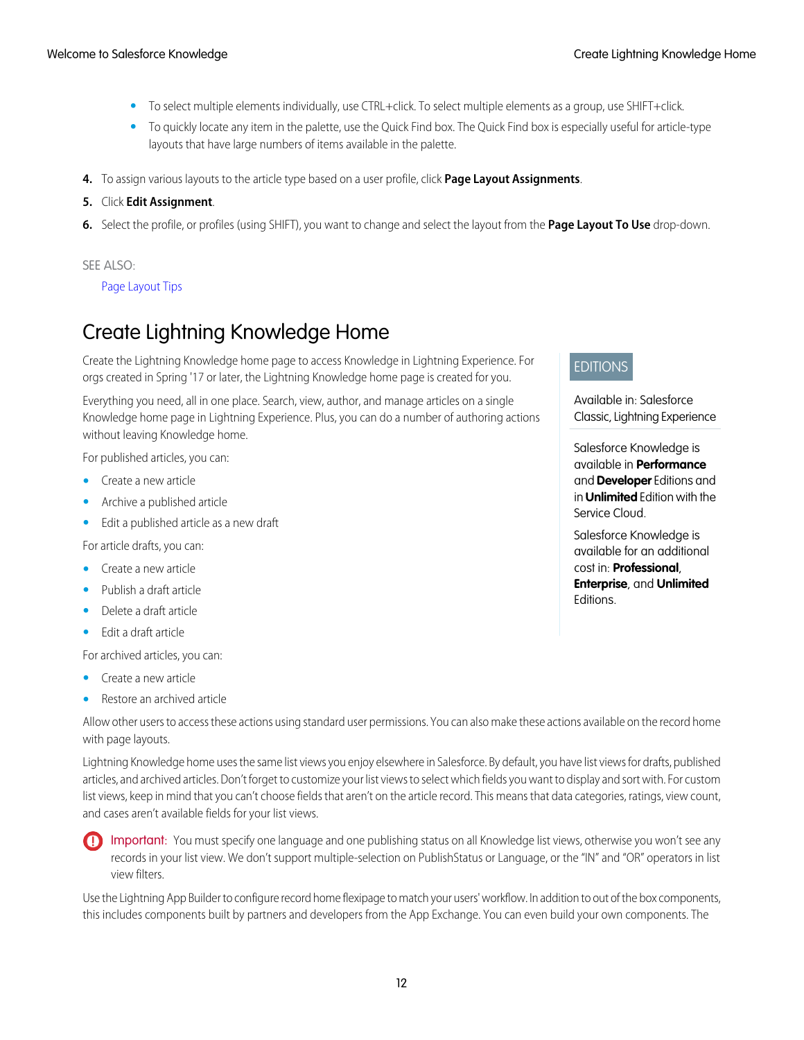- To select multiple elements individually, use CTRL+click. To select multiple elements as a group, use SHIFT+click.
- To quickly locate any item in the palette, use the Quick Find box. The Quick Find box is especially useful for article-type layouts that have large numbers of items available in the palette.

4. To assign various layouts to the article type based on a user profile, click **Page Layout Assignments**.
5. Click **Edit Assignment**.
6. Select the profile, or profiles (using SHIFT), you want to change and select the layout from the **Page Layout To Use** drop-down.

SEE ALSO:

Page Layout Tips

## Create Lightning Knowledge Home

EDITIONS

Available in: Salesforce Classic, Lightning Experience

Salesforce Knowledge is available in **Performance** and **Developer** Editions and in **Unlimited** Edition with the Service Cloud.

Salesforce Knowledge is available for an additional cost in: **Professional**, **Enterprise**, and **Unlimited** Editions.

Create the Lightning Knowledge home page to access Knowledge in Lightning Experience. For orgs created in Spring '17 or later, the Lightning Knowledge home page is created for you.

Everything you need, all in one place. Search, view, author, and manage articles on a single Knowledge home page in Lightning Experience. Plus, you can do a number of authoring actions without leaving Knowledge home.

For published articles, you can:

- Create a new article
- Archive a published article
- Edit a published article as a new draft

For article drafts, you can:

- Create a new article
- Publish a draft article
- Delete a draft article
- Edit a draft article

For archived articles, you can:

- Create a new article
- Restore an archived article

Allow other users to access these actions using standard user permissions. You can also make these actions available on the record home with page layouts.

Lightning Knowledge home uses the same list views you enjoy elsewhere in Salesforce. By default, you have list views for drafts, published articles, and archived articles. Don't forget to customize your list views to select which fields you want to display and sort with. For custom list views, keep in mind that you can't choose fields that aren't on the article record. This means that data categories, ratings, view count, and cases aren't available fields for your list views.

> **Important:** You must specify one language and one publishing status on all Knowledge list views, otherwise you won't see any records in your list view. We don't support multiple-selection on PublishStatus or Language, or the "IN" and "OR" operators in list view filters.

Use the Lightning App Builder to configure record home flexipage to match your users' workflow. In addition to out of the box components, this includes components built by partners and developers from the App Exchange. You can even build your own components. The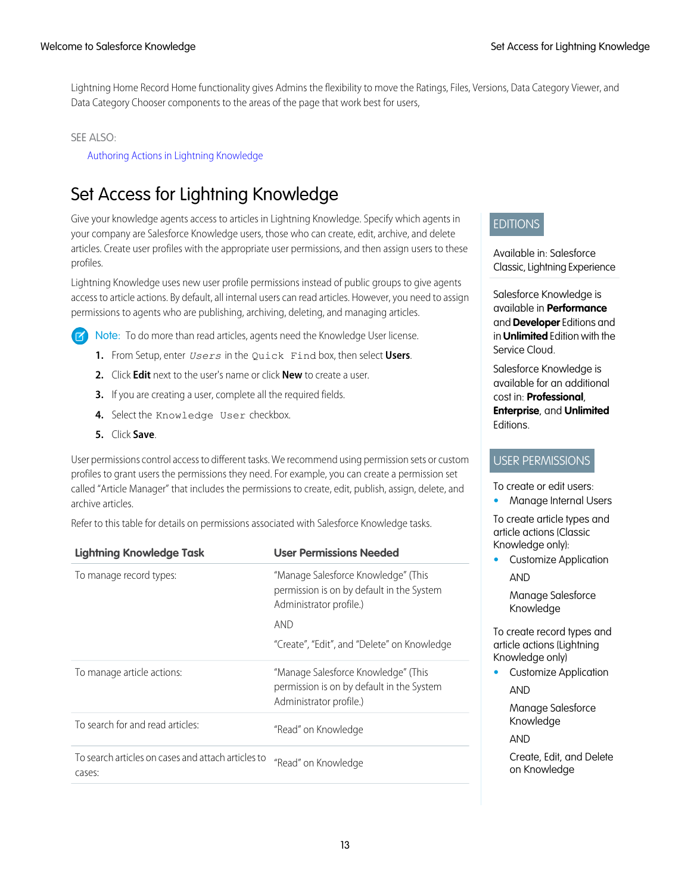Lightning Home Record Home functionality gives Admins the flexibility to move the Ratings, Files, Versions, Data Category Viewer, and Data Category Chooser components to the areas of the page that work best for users,

SEE ALSO:

Authoring Actions in Lightning Knowledge

## Set Access for Lightning Knowledge

Give your knowledge agents access to articles in Lightning Knowledge. Specify which agents in your company are Salesforce Knowledge users, those who can create, edit, archive, and delete articles. Create user profiles with the appropriate user permissions, and then assign users to these profiles.

Lightning Knowledge uses new user profile permissions instead of public groups to give agents access to article actions. By default, all internal users can read articles. However, you need to assign permissions to agents who are publishing, archiving, deleting, and managing articles.

Note: To do more than read articles, agents need the Knowledge User license.

1. From Setup, enter `Users` in the `Quick Find` box, then select **Users**.
2. Click **Edit** next to the user's name or click **New** to create a user.
3. If you are creating a user, complete all the required fields.
4. Select the `Knowledge User` checkbox.
5. Click **Save**.

User permissions control access to different tasks. We recommend using permission sets or custom profiles to grant users the permissions they need. For example, you can create a permission set called "Article Manager" that includes the permissions to create, edit, publish, assign, delete, and archive articles.

Refer to this table for details on permissions associated with Salesforce Knowledge tasks.

| Lightning Knowledge Task | User Permissions Needed |
| --- | --- |
| To manage record types: | "Manage Salesforce Knowledge" (This permission is on by default in the System Administrator profile.) AND "Create", "Edit", and "Delete" on Knowledge |
| To manage article actions: | "Manage Salesforce Knowledge" (This permission is on by default in the System Administrator profile.) |
| To search for and read articles: | "Read" on Knowledge |
| To search articles on cases and attach articles to cases: | "Read" on Knowledge |

EDITIONS

Available in: Salesforce Classic, Lightning Experience

Salesforce Knowledge is available in **Performance** and **Developer** Editions and in **Unlimited** Edition with the Service Cloud.

Salesforce Knowledge is available for an additional cost in: **Professional**, **Enterprise**, and **Unlimited** Editions.

USER PERMISSIONS

To create or edit users:
- Manage Internal Users

To create article types and article actions (Classic Knowledge only):
- Customize Application

  AND

  Manage Salesforce Knowledge

To create record types and article actions (Lightning Knowledge only)
- Customize Application

  AND

  Manage Salesforce Knowledge

  AND

  Create, Edit, and Delete on Knowledge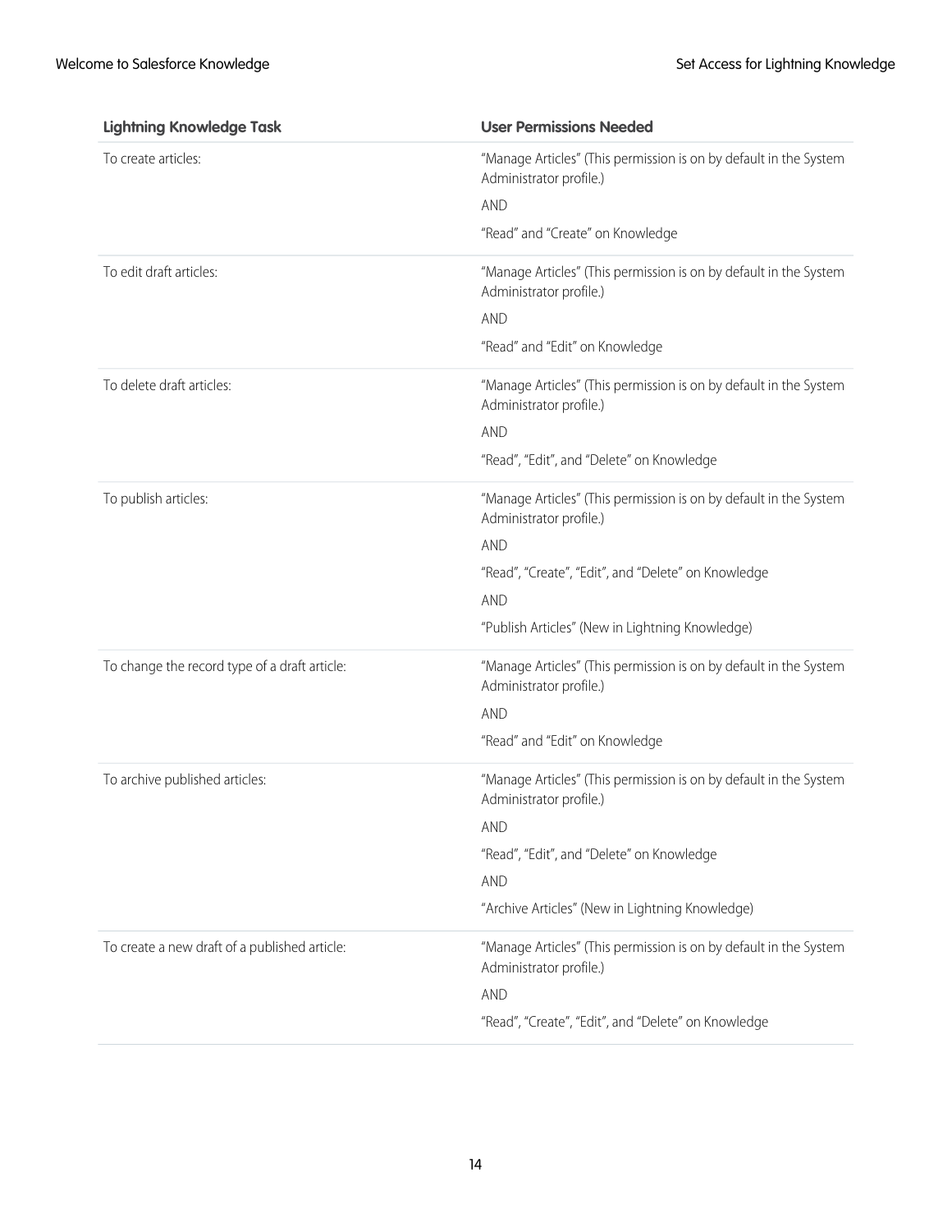| Lightning Knowledge Task | User Permissions Needed |
| --- | --- |
| To create articles: | "Manage Articles" (This permission is on by default in the System Administrator profile.)<br><br>AND<br><br>"Read" and "Create" on Knowledge |
| To edit draft articles: | "Manage Articles" (This permission is on by default in the System Administrator profile.)<br><br>AND<br><br>"Read" and "Edit" on Knowledge |
| To delete draft articles: | "Manage Articles" (This permission is on by default in the System Administrator profile.)<br><br>AND<br><br>"Read", "Edit", and "Delete" on Knowledge |
| To publish articles: | "Manage Articles" (This permission is on by default in the System Administrator profile.)<br><br>AND<br><br>"Read", "Create", "Edit", and "Delete" on Knowledge<br><br>AND<br><br>"Publish Articles" (New in Lightning Knowledge) |
| To change the record type of a draft article: | "Manage Articles" (This permission is on by default in the System Administrator profile.)<br><br>AND<br><br>"Read" and "Edit" on Knowledge |
| To archive published articles: | "Manage Articles" (This permission is on by default in the System Administrator profile.)<br><br>AND<br><br>"Read", "Edit", and "Delete" on Knowledge<br><br>AND<br><br>"Archive Articles" (New in Lightning Knowledge) |
| To create a new draft of a published article: | "Manage Articles" (This permission is on by default in the System Administrator profile.)<br><br>AND<br><br>"Read", "Create", "Edit", and "Delete" on Knowledge |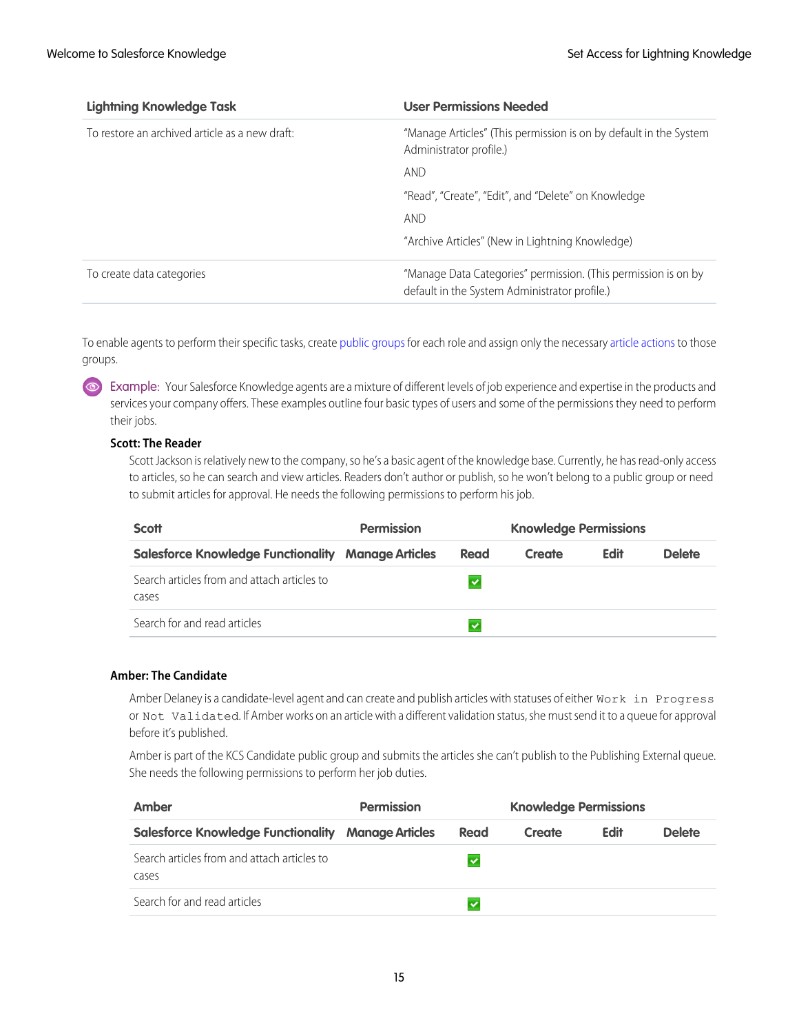| Lightning Knowledge Task | User Permissions Needed |
| --- | --- |
| To restore an archived article as a new draft: | "Manage Articles" (This permission is on by default in the System Administrator profile.)<br>AND<br>"Read", "Create", "Edit", and "Delete" on Knowledge<br>AND<br>"Archive Articles" (New in Lightning Knowledge) |
| To create data categories | "Manage Data Categories" permission. (This permission is on by default in the System Administrator profile.) |

To enable agents to perform their specific tasks, create public groups for each role and assign only the necessary article actions to those groups.

Example: Your Salesforce Knowledge agents are a mixture of different levels of job experience and expertise in the products and services your company offers. These examples outline four basic types of users and some of the permissions they need to perform their jobs.

**Scott: The Reader**

Scott Jackson is relatively new to the company, so he's a basic agent of the knowledge base. Currently, he has read-only access to articles, so he can search and view articles. Readers don't author or publish, so he won't belong to a public group or need to submit articles for approval. He needs the following permissions to perform his job.

| Scott | Permission | Knowledge Permissions | | | |
| --- | --- | --- | --- | --- | --- |
| **Salesforce Knowledge Functionality** | **Manage Articles** | **Read** | **Create** | **Edit** | **Delete** |
| Search articles from and attach articles to cases | | ✓ | | | |
| Search for and read articles | | ✓ | | | |

**Amber: The Candidate**

Amber Delaney is a candidate-level agent and can create and publish articles with statuses of either `Work in Progress` or `Not Validated`. If Amber works on an article with a different validation status, she must send it to a queue for approval before it's published.

Amber is part of the KCS Candidate public group and submits the articles she can't publish to the Publishing External queue. She needs the following permissions to perform her job duties.

| Amber | Permission | Knowledge Permissions | | | |
| --- | --- | --- | --- | --- | --- |
| **Salesforce Knowledge Functionality** | **Manage Articles** | **Read** | **Create** | **Edit** | **Delete** |
| Search articles from and attach articles to cases | | ✓ | | | |
| Search for and read articles | | ✓ | | | |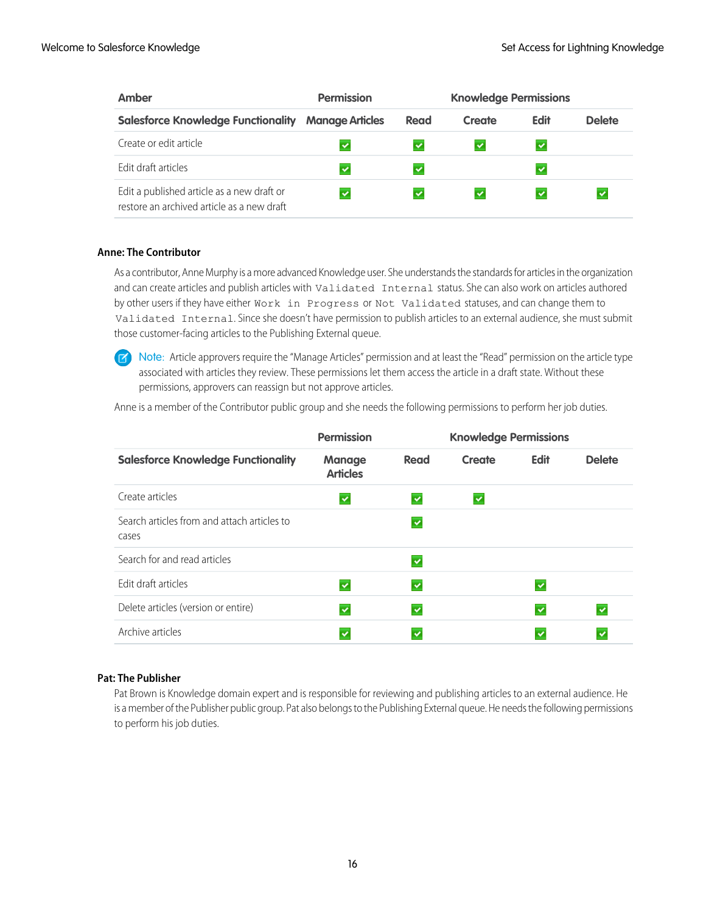| Amber | Permission | Knowledge Permissions | | | |
|---|---|---|---|---|---|
| **Salesforce Knowledge Functionality** | **Manage Articles** | **Read** | **Create** | **Edit** | **Delete** |
| Create or edit article | ✓ | ✓ | ✓ | ✓ | |
| Edit draft articles | ✓ | ✓ | | ✓ | |
| Edit a published article as a new draft or restore an archived article as a new draft | ✓ | ✓ | ✓ | ✓ | ✓ |

### Anne: The Contributor

As a contributor, Anne Murphy is a more advanced Knowledge user. She understands the standards for articles in the organization and can create articles and publish articles with `Validated Internal` status. She can also work on articles authored by other users if they have either `Work in Progress` or `Not Validated` statuses, and can change them to `Validated Internal`. Since she doesn't have permission to publish articles to an external audience, she must submit those customer-facing articles to the Publishing External queue.

> **Note:** Article approvers require the "Manage Articles" permission and at least the "Read" permission on the article type associated with articles they review. These permissions let them access the article in a draft state. Without these permissions, approvers can reassign but not approve articles.

Anne is a member of the Contributor public group and she needs the following permissions to perform her job duties.

| | Permission | Knowledge Permissions | | | |
|---|---|---|---|---|---|
| **Salesforce Knowledge Functionality** | **Manage Articles** | **Read** | **Create** | **Edit** | **Delete** |
| Create articles | ✓ | ✓ | ✓ | | |
| Search articles from and attach articles to cases | | ✓ | | | |
| Search for and read articles | | ✓ | | | |
| Edit draft articles | ✓ | ✓ | | ✓ | |
| Delete articles (version or entire) | ✓ | ✓ | | ✓ | ✓ |
| Archive articles | ✓ | ✓ | | ✓ | ✓ |

### Pat: The Publisher

Pat Brown is Knowledge domain expert and is responsible for reviewing and publishing articles to an external audience. He is a member of the Publisher public group. Pat also belongs to the Publishing External queue. He needs the following permissions to perform his job duties.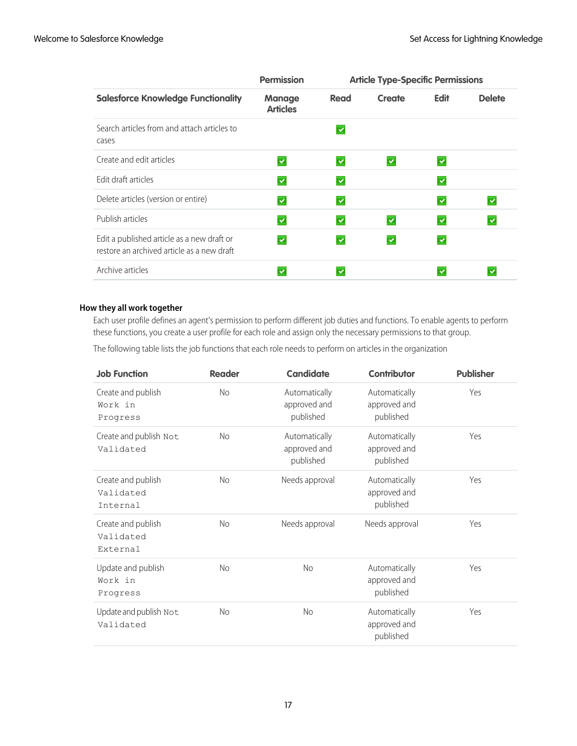| | Permission | Article Type-Specific Permissions | | | |
|---|---|---|---|---|---|
| **Salesforce Knowledge Functionality** | **Manage Articles** | **Read** | **Create** | **Edit** | **Delete** |
| Search articles from and attach articles to cases | | ✓ | | | |
| Create and edit articles | ✓ | ✓ | ✓ | ✓ | |
| Edit draft articles | ✓ | ✓ | | ✓ | |
| Delete articles (version or entire) | ✓ | ✓ | | ✓ | ✓ |
| Publish articles | ✓ | ✓ | ✓ | ✓ | ✓ |
| Edit a published article as a new draft or restore an archived article as a new draft | ✓ | ✓ | ✓ | ✓ | |
| Archive articles | ✓ | ✓ | | ✓ | ✓ |

**How they all work together**

Each user profile defines an agent's permission to perform different job duties and functions. To enable agents to perform these functions, you create a user profile for each role and assign only the necessary permissions to that group.

The following table lists the job functions that each role needs to perform on articles in the organization

| Job Function | Reader | Candidate | Contributor | Publisher |
|---|---|---|---|---|
| Create and publish `Work in Progress` | No | Automatically approved and published | Automatically approved and published | Yes |
| Create and publish `Not Validated` | No | Automatically approved and published | Automatically approved and published | Yes |
| Create and publish `Validated Internal` | No | Needs approval | Automatically approved and published | Yes |
| Create and publish `Validated External` | No | Needs approval | Needs approval | Yes |
| Update and publish `Work in Progress` | No | No | Automatically approved and published | Yes |
| Update and publish `Not Validated` | No | No | Automatically approved and published | Yes |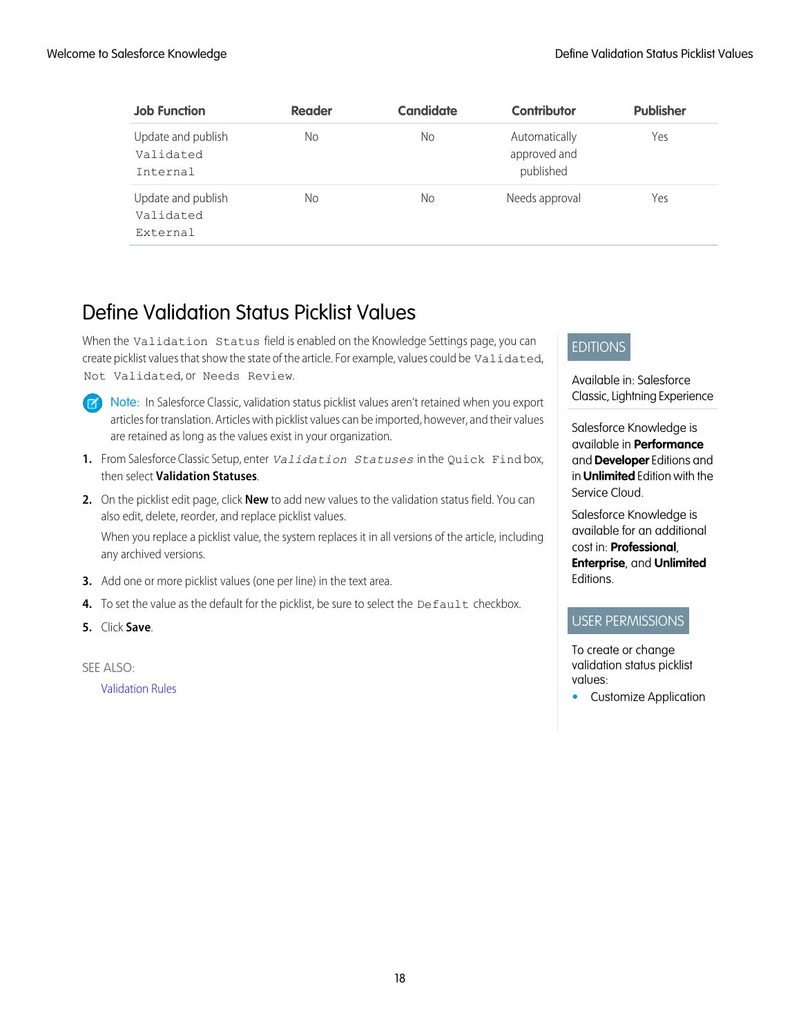| Job Function | Reader | Candidate | Contributor | Publisher |
| --- | --- | --- | --- | --- |
| Update and publish `Validated Internal` | No | No | Automatically approved and published | Yes |
| Update and publish `Validated External` | No | No | Needs approval | Yes |

## Define Validation Status Picklist Values

When the `Validation Status` field is enabled on the Knowledge Settings page, you can create picklist values that show the state of the article. For example, values could be `Validated`, `Not Validated`, or `Needs Review`.

**Note:** In Salesforce Classic, validation status picklist values aren't retained when you export articles for translation. Articles with picklist values can be imported, however, and their values are retained as long as the values exist in your organization.

1. From Salesforce Classic Setup, enter *`Validation Statuses`* in the `Quick Find` box, then select **Validation Statuses**.
2. On the picklist edit page, click **New** to add new values to the validation status field. You can also edit, delete, reorder, and replace picklist values.

   When you replace a picklist value, the system replaces it in all versions of the article, including any archived versions.
3. Add one or more picklist values (one per line) in the text area.
4. To set the value as the default for the picklist, be sure to select the `Default` checkbox.
5. Click **Save**.

SEE ALSO:

Validation Rules

EDITIONS

Available in: Salesforce Classic, Lightning Experience

Salesforce Knowledge is available in **Performance** and **Developer** Editions and in **Unlimited** Edition with the Service Cloud.

Salesforce Knowledge is available for an additional cost in: **Professional**, **Enterprise**, and **Unlimited** Editions.

USER PERMISSIONS

To create or change validation status picklist values:

- Customize Application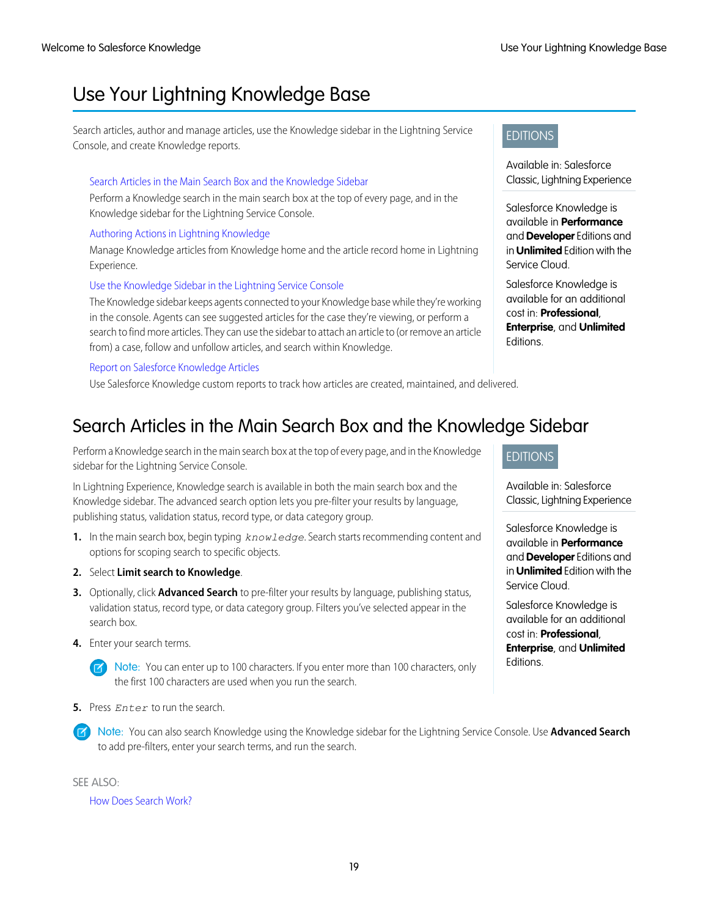# Use Your Lightning Knowledge Base

Search articles, author and manage articles, use the Knowledge sidebar in the Lightning Service Console, and create Knowledge reports.

EDITIONS

Available in: Salesforce Classic, Lightning Experience

Salesforce Knowledge is available in **Performance** and **Developer** Editions and in **Unlimited** Edition with the Service Cloud.

Salesforce Knowledge is available for an additional cost in: **Professional**, **Enterprise**, and **Unlimited** Editions.

Search Articles in the Main Search Box and the Knowledge Sidebar

Perform a Knowledge search in the main search box at the top of every page, and in the Knowledge sidebar for the Lightning Service Console.

Authoring Actions in Lightning Knowledge

Manage Knowledge articles from Knowledge home and the article record home in Lightning Experience.

Use the Knowledge Sidebar in the Lightning Service Console

The Knowledge sidebar keeps agents connected to your Knowledge base while they're working in the console. Agents can see suggested articles for the case they're viewing, or perform a search to find more articles. They can use the sidebar to attach an article to (or remove an article from) a case, follow and unfollow articles, and search within Knowledge.

Report on Salesforce Knowledge Articles

Use Salesforce Knowledge custom reports to track how articles are created, maintained, and delivered.

## Search Articles in the Main Search Box and the Knowledge Sidebar

Perform a Knowledge search in the main search box at the top of every page, and in the Knowledge sidebar for the Lightning Service Console.

EDITIONS

Available in: Salesforce Classic, Lightning Experience

Salesforce Knowledge is available in **Performance** and **Developer** Editions and in **Unlimited** Edition with the Service Cloud.

Salesforce Knowledge is available for an additional cost in: **Professional**, **Enterprise**, and **Unlimited** Editions.

In Lightning Experience, Knowledge search is available in both the main search box and the Knowledge sidebar. The advanced search option lets you pre-filter your results by language, publishing status, validation status, record type, or data category group.

1. In the main search box, begin typing `knowledge`. Search starts recommending content and options for scoping search to specific objects.
2. Select **Limit search to Knowledge**.
3. Optionally, click **Advanced Search** to pre-filter your results by language, publishing status, validation status, record type, or data category group. Filters you've selected appear in the search box.
4. Enter your search terms.

   Note: You can enter up to 100 characters. If you enter more than 100 characters, only the first 100 characters are used when you run the search.

5. Press `Enter` to run the search.

Note: You can also search Knowledge using the Knowledge sidebar for the Lightning Service Console. Use **Advanced Search** to add pre-filters, enter your search terms, and run the search.

SEE ALSO:

How Does Search Work?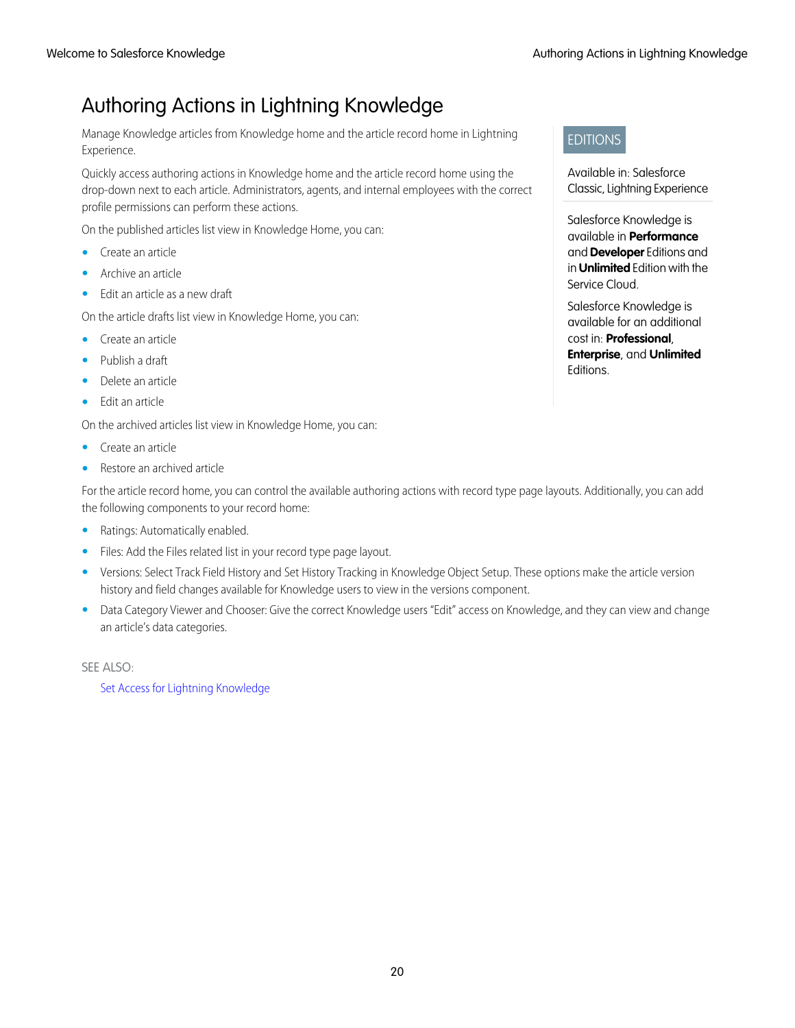# Authoring Actions in Lightning Knowledge

Manage Knowledge articles from Knowledge home and the article record home in Lightning Experience.

Quickly access authoring actions in Knowledge home and the article record home using the drop-down next to each article. Administrators, agents, and internal employees with the correct profile permissions can perform these actions.

On the published articles list view in Knowledge Home, you can:

- Create an article
- Archive an article
- Edit an article as a new draft

On the article drafts list view in Knowledge Home, you can:

- Create an article
- Publish a draft
- Delete an article
- Edit an article

On the archived articles list view in Knowledge Home, you can:

- Create an article
- Restore an archived article

For the article record home, you can control the available authoring actions with record type page layouts. Additionally, you can add the following components to your record home:

- Ratings: Automatically enabled.
- Files: Add the Files related list in your record type page layout.
- Versions: Select Track Field History and Set History Tracking in Knowledge Object Setup. These options make the article version history and field changes available for Knowledge users to view in the versions component.
- Data Category Viewer and Chooser: Give the correct Knowledge users "Edit" access on Knowledge, and they can view and change an article's data categories.

EDITIONS

Available in: Salesforce Classic, Lightning Experience

Salesforce Knowledge is available in **Performance** and **Developer** Editions and in **Unlimited** Edition with the Service Cloud.

Salesforce Knowledge is available for an additional cost in: **Professional**, **Enterprise**, and **Unlimited** Editions.

SEE ALSO:

Set Access for Lightning Knowledge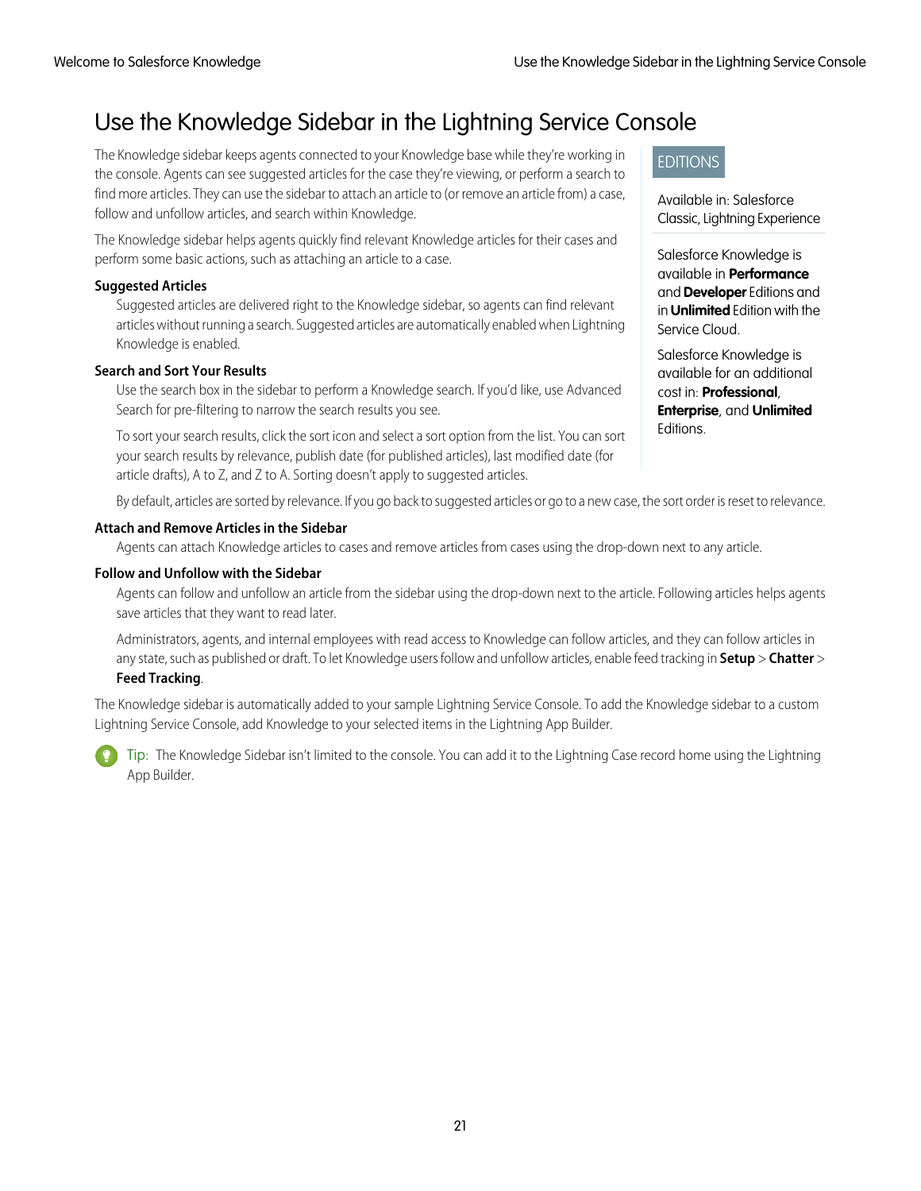# Use the Knowledge Sidebar in the Lightning Service Console

EDITIONS

Available in: Salesforce Classic, Lightning Experience

Salesforce Knowledge is available in **Performance** and **Developer** Editions and in **Unlimited** Edition with the Service Cloud.

Salesforce Knowledge is available for an additional cost in: **Professional**, **Enterprise**, and **Unlimited** Editions.

The Knowledge sidebar keeps agents connected to your Knowledge base while they're working in the console. Agents can see suggested articles for the case they're viewing, or perform a search to find more articles. They can use the sidebar to attach an article to (or remove an article from) a case, follow and unfollow articles, and search within Knowledge.

The Knowledge sidebar helps agents quickly find relevant Knowledge articles for their cases and perform some basic actions, such as attaching an article to a case.

**Suggested Articles**

Suggested articles are delivered right to the Knowledge sidebar, so agents can find relevant articles without running a search. Suggested articles are automatically enabled when Lightning Knowledge is enabled.

**Search and Sort Your Results**

Use the search box in the sidebar to perform a Knowledge search. If you'd like, use Advanced Search for pre-filtering to narrow the search results you see.

To sort your search results, click the sort icon and select a sort option from the list. You can sort your search results by relevance, publish date (for published articles), last modified date (for article drafts), A to Z, and Z to A. Sorting doesn't apply to suggested articles.

By default, articles are sorted by relevance. If you go back to suggested articles or go to a new case, the sort order is reset to relevance.

**Attach and Remove Articles in the Sidebar**

Agents can attach Knowledge articles to cases and remove articles from cases using the drop-down next to any article.

**Follow and Unfollow with the Sidebar**

Agents can follow and unfollow an article from the sidebar using the drop-down next to the article. Following articles helps agents save articles that they want to read later.

Administrators, agents, and internal employees with read access to Knowledge can follow articles, and they can follow articles in any state, such as published or draft. To let Knowledge users follow and unfollow articles, enable feed tracking in **Setup** > **Chatter** > **Feed Tracking**.

The Knowledge sidebar is automatically added to your sample Lightning Service Console. To add the Knowledge sidebar to a custom Lightning Service Console, add Knowledge to your selected items in the Lightning App Builder.

Tip: The Knowledge Sidebar isn't limited to the console. You can add it to the Lightning Case record home using the Lightning App Builder.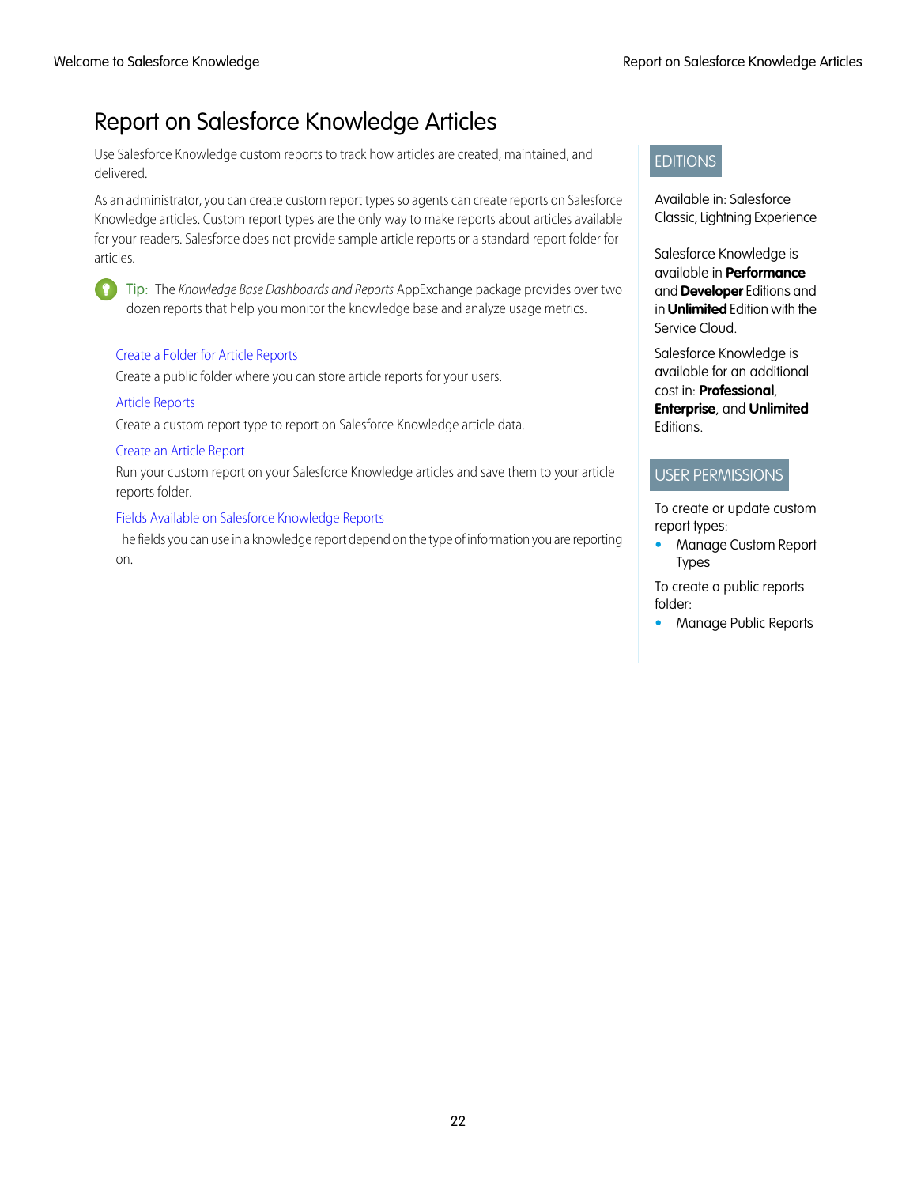# Report on Salesforce Knowledge Articles

Use Salesforce Knowledge custom reports to track how articles are created, maintained, and delivered.

As an administrator, you can create custom report types so agents can create reports on Salesforce Knowledge articles. Custom report types are the only way to make reports about articles available for your readers. Salesforce does not provide sample article reports or a standard report folder for articles.

Tip: The *Knowledge Base Dashboards and Reports* AppExchange package provides over two dozen reports that help you monitor the knowledge base and analyze usage metrics.

Create a Folder for Article Reports

Create a public folder where you can store article reports for your users.

Article Reports

Create a custom report type to report on Salesforce Knowledge article data.

Create an Article Report

Run your custom report on your Salesforce Knowledge articles and save them to your article reports folder.

Fields Available on Salesforce Knowledge Reports

The fields you can use in a knowledge report depend on the type of information you are reporting on.

EDITIONS

Available in: Salesforce Classic, Lightning Experience

Salesforce Knowledge is available in **Performance** and **Developer** Editions and in **Unlimited** Edition with the Service Cloud.

Salesforce Knowledge is available for an additional cost in: **Professional**, **Enterprise**, and **Unlimited** Editions.

USER PERMISSIONS

To create or update custom report types:

- Manage Custom Report Types

To create a public reports folder:

- Manage Public Reports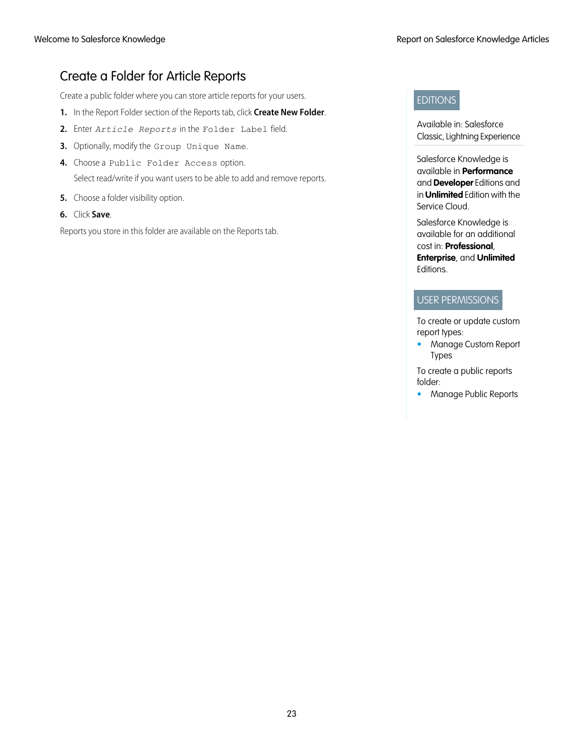## Create a Folder for Article Reports

Create a public folder where you can store article reports for your users.

1. In the Report Folder section of the Reports tab, click **Create New Folder**.
2. Enter `Article Reports` in the `Folder Label` field.
3. Optionally, modify the `Group Unique Name`.
4. Choose a `Public Folder Access` option.

   Select read/write if you want users to be able to add and remove reports.

5. Choose a folder visibility option.
6. Click **Save**.

Reports you store in this folder are available on the Reports tab.

EDITIONS

Available in: Salesforce Classic, Lightning Experience

Salesforce Knowledge is available in **Performance** and **Developer** Editions and in **Unlimited** Edition with the Service Cloud.

Salesforce Knowledge is available for an additional cost in: **Professional**, **Enterprise**, and **Unlimited** Editions.

USER PERMISSIONS

To create or update custom report types:
- Manage Custom Report Types

To create a public reports folder:
- Manage Public Reports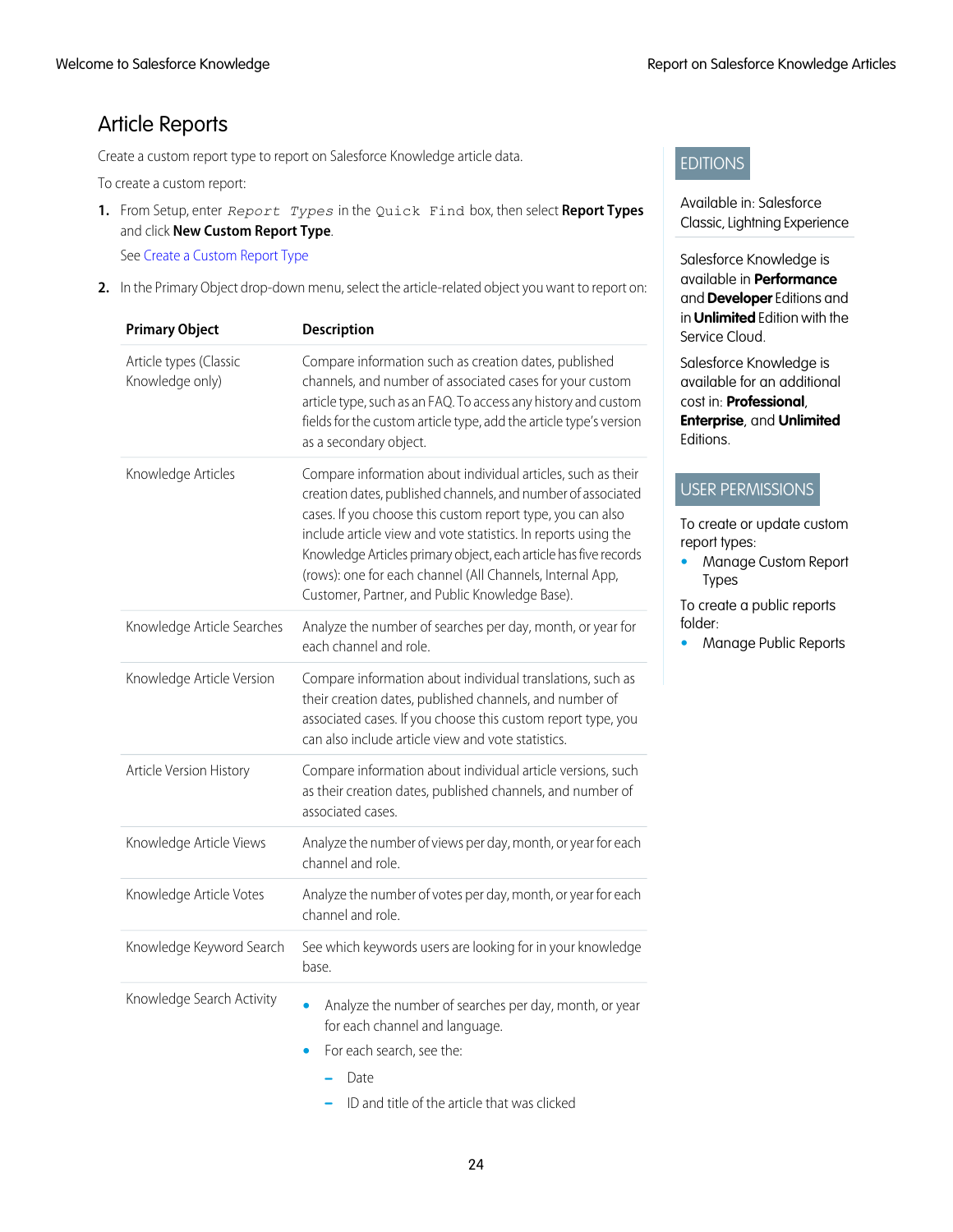## Article Reports

Create a custom report type to report on Salesforce Knowledge article data.

To create a custom report:

1. From Setup, enter `Report Types` in the `Quick Find` box, then select **Report Types** and click **New Custom Report Type**.

   See Create a Custom Report Type

2. In the Primary Object drop-down menu, select the article-related object you want to report on:

| Primary Object | Description |
| --- | --- |
| Article types (Classic Knowledge only) | Compare information such as creation dates, published channels, and number of associated cases for your custom article type, such as an FAQ. To access any history and custom fields for the custom article type, add the article type's version as a secondary object. |
| Knowledge Articles | Compare information about individual articles, such as their creation dates, published channels, and number of associated cases. If you choose this custom report type, you can also include article view and vote statistics. In reports using the Knowledge Articles primary object, each article has five records (rows): one for each channel (All Channels, Internal App, Customer, Partner, and Public Knowledge Base). |
| Knowledge Article Searches | Analyze the number of searches per day, month, or year for each channel and role. |
| Knowledge Article Version | Compare information about individual translations, such as their creation dates, published channels, and number of associated cases. If you choose this custom report type, you can also include article view and vote statistics. |
| Article Version History | Compare information about individual article versions, such as their creation dates, published channels, and number of associated cases. |
| Knowledge Article Views | Analyze the number of views per day, month, or year for each channel and role. |
| Knowledge Article Votes | Analyze the number of votes per day, month, or year for each channel and role. |
| Knowledge Keyword Search | See which keywords users are looking for in your knowledge base. |
| Knowledge Search Activity | • Analyze the number of searches per day, month, or year for each channel and language.<br>• For each search, see the:<br>  – Date<br>  – ID and title of the article that was clicked |

EDITIONS

Available in: Salesforce Classic, Lightning Experience

Salesforce Knowledge is available in **Performance** and **Developer** Editions and in **Unlimited** Edition with the Service Cloud.

Salesforce Knowledge is available for an additional cost in: **Professional**, **Enterprise**, and **Unlimited** Editions.

USER PERMISSIONS

To create or update custom report types:
- Manage Custom Report Types

To create a public reports folder:
- Manage Public Reports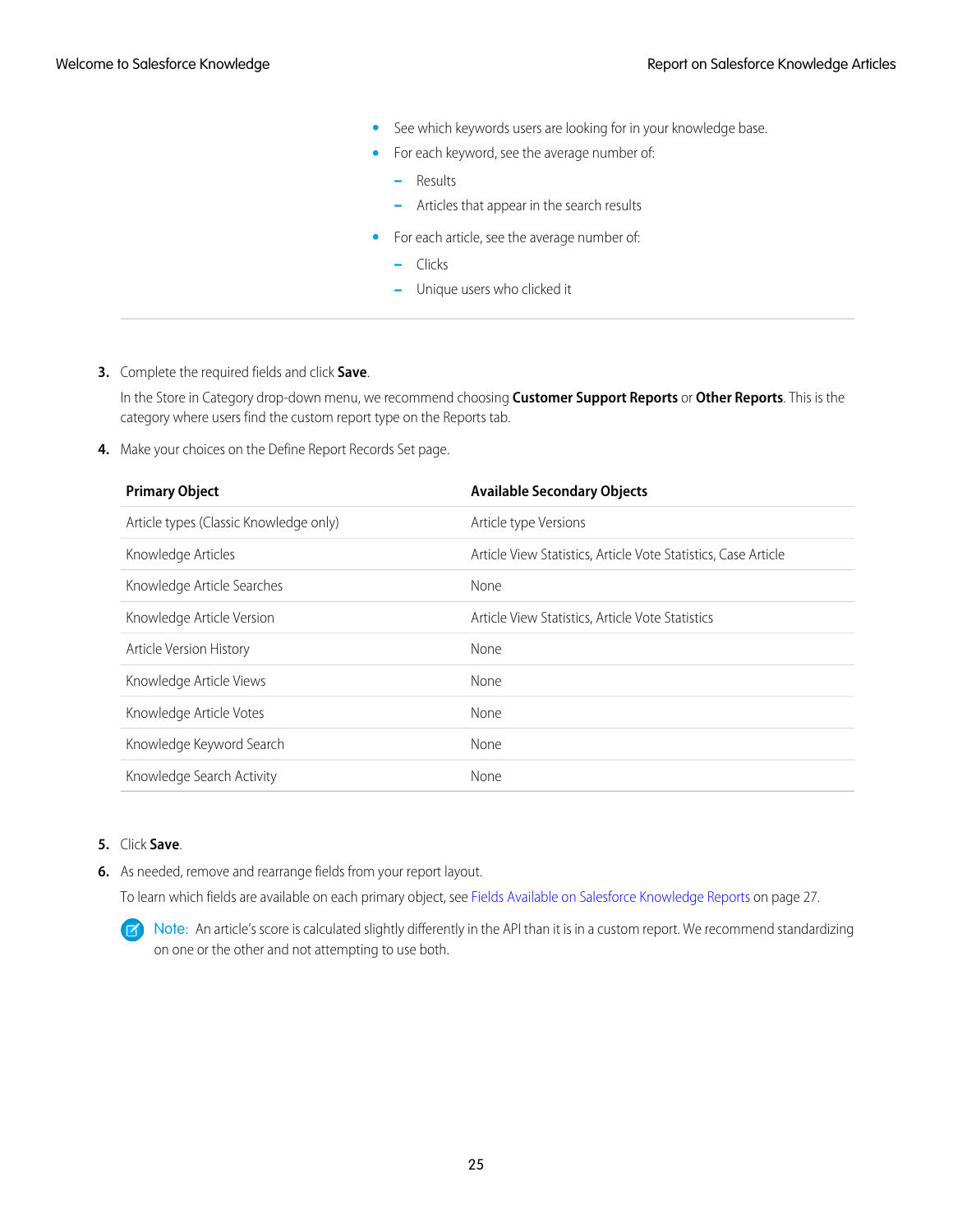- See which keywords users are looking for in your knowledge base.
- For each keyword, see the average number of:
  - Results
  - Articles that appear in the search results
- For each article, see the average number of:
  - Clicks
  - Unique users who clicked it

3. Complete the required fields and click **Save**.

   In the Store in Category drop-down menu, we recommend choosing **Customer Support Reports** or **Other Reports**. This is the category where users find the custom report type on the Reports tab.

4. Make your choices on the Define Report Records Set page.

| Primary Object | Available Secondary Objects |
| --- | --- |
| Article types (Classic Knowledge only) | Article type Versions |
| Knowledge Articles | Article View Statistics, Article Vote Statistics, Case Article |
| Knowledge Article Searches | None |
| Knowledge Article Version | Article View Statistics, Article Vote Statistics |
| Article Version History | None |
| Knowledge Article Views | None |
| Knowledge Article Votes | None |
| Knowledge Keyword Search | None |
| Knowledge Search Activity | None |

5. Click **Save**.
6. As needed, remove and rearrange fields from your report layout.

   To learn which fields are available on each primary object, see Fields Available on Salesforce Knowledge Reports on page 27.

   Note: An article's score is calculated slightly differently in the API than it is in a custom report. We recommend standardizing on one or the other and not attempting to use both.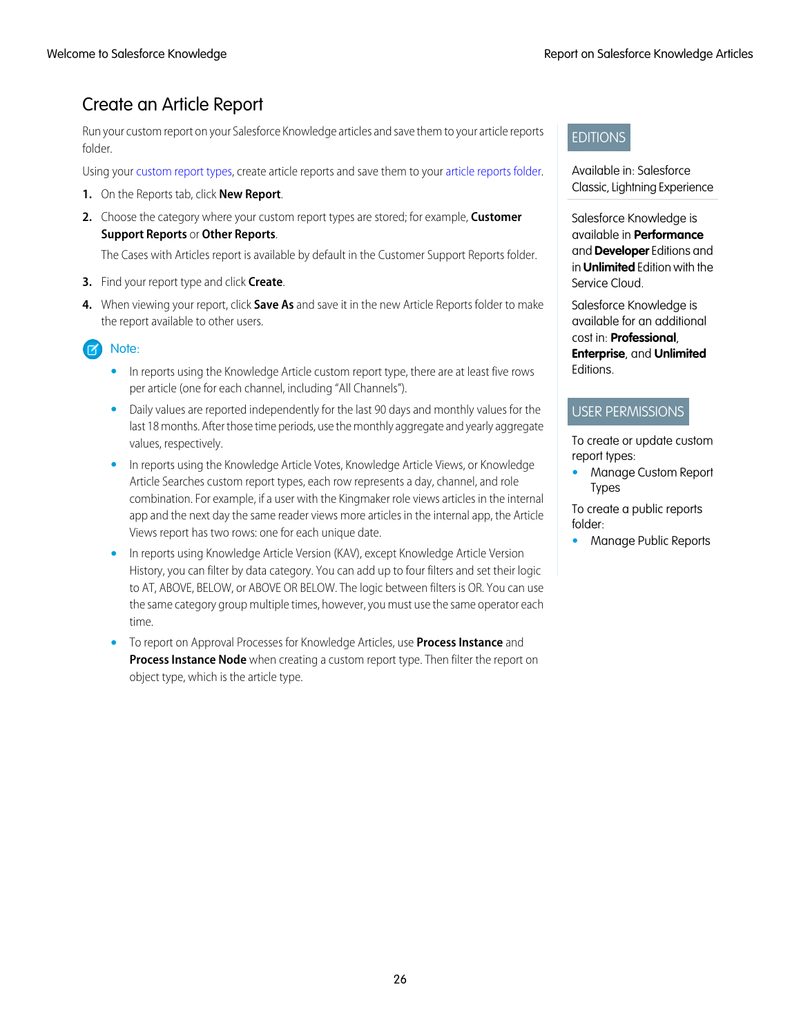## Create an Article Report

Run your custom report on your Salesforce Knowledge articles and save them to your article reports folder.

Using your custom report types, create article reports and save them to your article reports folder.

1. On the Reports tab, click **New Report**.
2. Choose the category where your custom report types are stored; for example, **Customer Support Reports** or **Other Reports**.

   The Cases with Articles report is available by default in the Customer Support Reports folder.
3. Find your report type and click **Create**.
4. When viewing your report, click **Save As** and save it in the new Article Reports folder to make the report available to other users.

**Note:**

- In reports using the Knowledge Article custom report type, there are at least five rows per article (one for each channel, including "All Channels").
- Daily values are reported independently for the last 90 days and monthly values for the last 18 months. After those time periods, use the monthly aggregate and yearly aggregate values, respectively.
- In reports using the Knowledge Article Votes, Knowledge Article Views, or Knowledge Article Searches custom report types, each row represents a day, channel, and role combination. For example, if a user with the Kingmaker role views articles in the internal app and the next day the same reader views more articles in the internal app, the Article Views report has two rows: one for each unique date.
- In reports using Knowledge Article Version (KAV), except Knowledge Article Version History, you can filter by data category. You can add up to four filters and set their logic to AT, ABOVE, BELOW, or ABOVE OR BELOW. The logic between filters is OR. You can use the same category group multiple times, however, you must use the same operator each time.
- To report on Approval Processes for Knowledge Articles, use **Process Instance** and **Process Instance Node** when creating a custom report type. Then filter the report on object type, which is the article type.

### EDITIONS

Available in: Salesforce Classic, Lightning Experience

Salesforce Knowledge is available in **Performance** and **Developer** Editions and in **Unlimited** Edition with the Service Cloud.

Salesforce Knowledge is available for an additional cost in: **Professional**, **Enterprise**, and **Unlimited** Editions.

### USER PERMISSIONS

To create or update custom report types:
- Manage Custom Report Types

To create a public reports folder:
- Manage Public Reports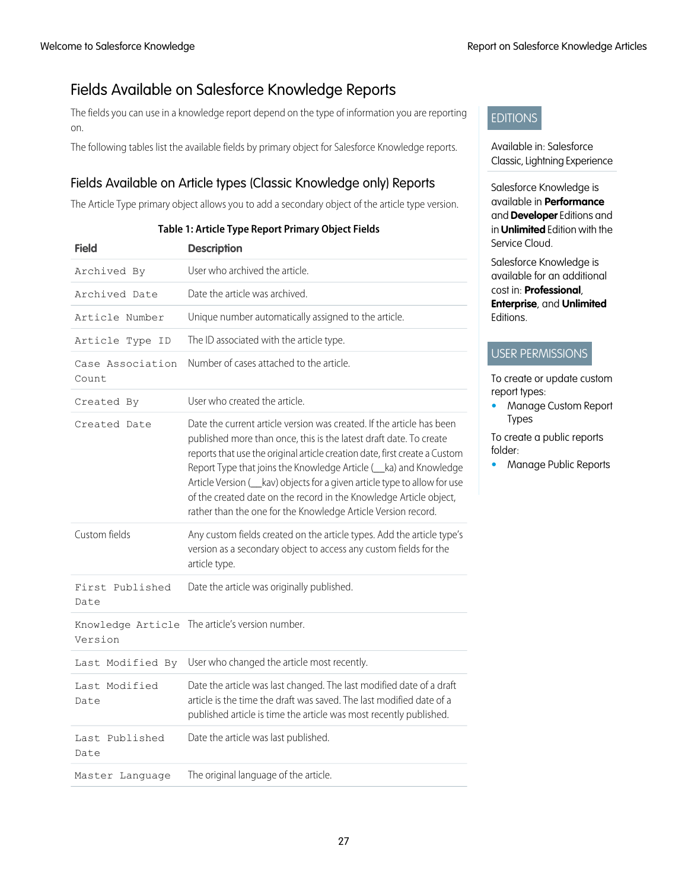# Fields Available on Salesforce Knowledge Reports

The fields you can use in a knowledge report depend on the type of information you are reporting on.

The following tables list the available fields by primary object for Salesforce Knowledge reports.

EDITIONS

Available in: Salesforce Classic, Lightning Experience

Salesforce Knowledge is available in **Performance** and **Developer** Editions and in **Unlimited** Edition with the Service Cloud.

Salesforce Knowledge is available for an additional cost in: **Professional**, **Enterprise**, and **Unlimited** Editions.

USER PERMISSIONS

To create or update custom report types:
- Manage Custom Report Types

To create a public reports folder:
- Manage Public Reports

## Fields Available on Article types (Classic Knowledge only) Reports

The Article Type primary object allows you to add a secondary object of the article type version.

**Table 1: Article Type Report Primary Object Fields**

| Field | Description |
| --- | --- |
| `Archived By` | User who archived the article. |
| `Archived Date` | Date the article was archived. |
| `Article Number` | Unique number automatically assigned to the article. |
| `Article Type ID` | The ID associated with the article type. |
| `Case Association Count` | Number of cases attached to the article. |
| `Created By` | User who created the article. |
| `Created Date` | Date the current article version was created. If the article has been published more than once, this is the latest draft date. To create reports that use the original article creation date, first create a Custom Report Type that joins the Knowledge Article (__ka) and Knowledge Article Version (__kav) objects for a given article type to allow for use of the created date on the record in the Knowledge Article object, rather than the one for the Knowledge Article Version record. |
| Custom fields | Any custom fields created on the article types. Add the article type's version as a secondary object to access any custom fields for the article type. |
| `First Published Date` | Date the article was originally published. |
| `Knowledge Article Version` | The article's version number. |
| `Last Modified By` | User who changed the article most recently. |
| `Last Modified Date` | Date the article was last changed. The last modified date of a draft article is the time the draft was saved. The last modified date of a published article is time the article was most recently published. |
| `Last Published Date` | Date the article was last published. |
| `Master Language` | The original language of the article. |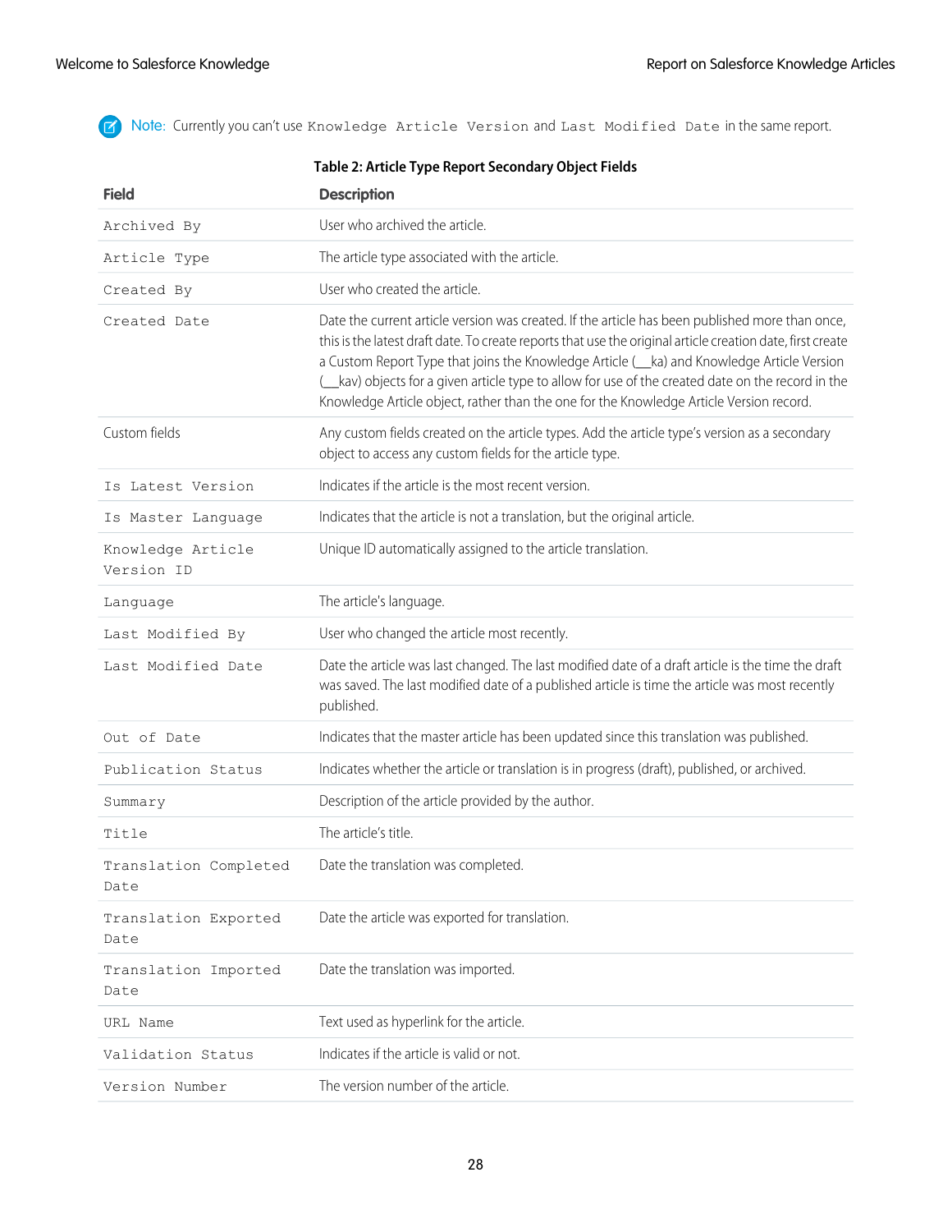**Note:** Currently you can't use `Knowledge Article Version` and `Last Modified Date` in the same report.

**Table 2: Article Type Report Secondary Object Fields**

| Field | Description |
| --- | --- |
| `Archived By` | User who archived the article. |
| `Article Type` | The article type associated with the article. |
| `Created By` | User who created the article. |
| `Created Date` | Date the current article version was created. If the article has been published more than once, this is the latest draft date. To create reports that use the original article creation date, first create a Custom Report Type that joins the Knowledge Article (__ka) and Knowledge Article Version (__kav) objects for a given article type to allow for use of the created date on the record in the Knowledge Article object, rather than the one for the Knowledge Article Version record. |
| Custom fields | Any custom fields created on the article types. Add the article type's version as a secondary object to access any custom fields for the article type. |
| `Is Latest Version` | Indicates if the article is the most recent version. |
| `Is Master Language` | Indicates that the article is not a translation, but the original article. |
| `Knowledge Article Version ID` | Unique ID automatically assigned to the article translation. |
| `Language` | The article's language. |
| `Last Modified By` | User who changed the article most recently. |
| `Last Modified Date` | Date the article was last changed. The last modified date of a draft article is the time the draft was saved. The last modified date of a published article is time the article was most recently published. |
| `Out of Date` | Indicates that the master article has been updated since this translation was published. |
| `Publication Status` | Indicates whether the article or translation is in progress (draft), published, or archived. |
| `Summary` | Description of the article provided by the author. |
| `Title` | The article's title. |
| `Translation Completed Date` | Date the translation was completed. |
| `Translation Exported Date` | Date the article was exported for translation. |
| `Translation Imported Date` | Date the translation was imported. |
| `URL Name` | Text used as hyperlink for the article. |
| `Validation Status` | Indicates if the article is valid or not. |
| `Version Number` | The version number of the article. |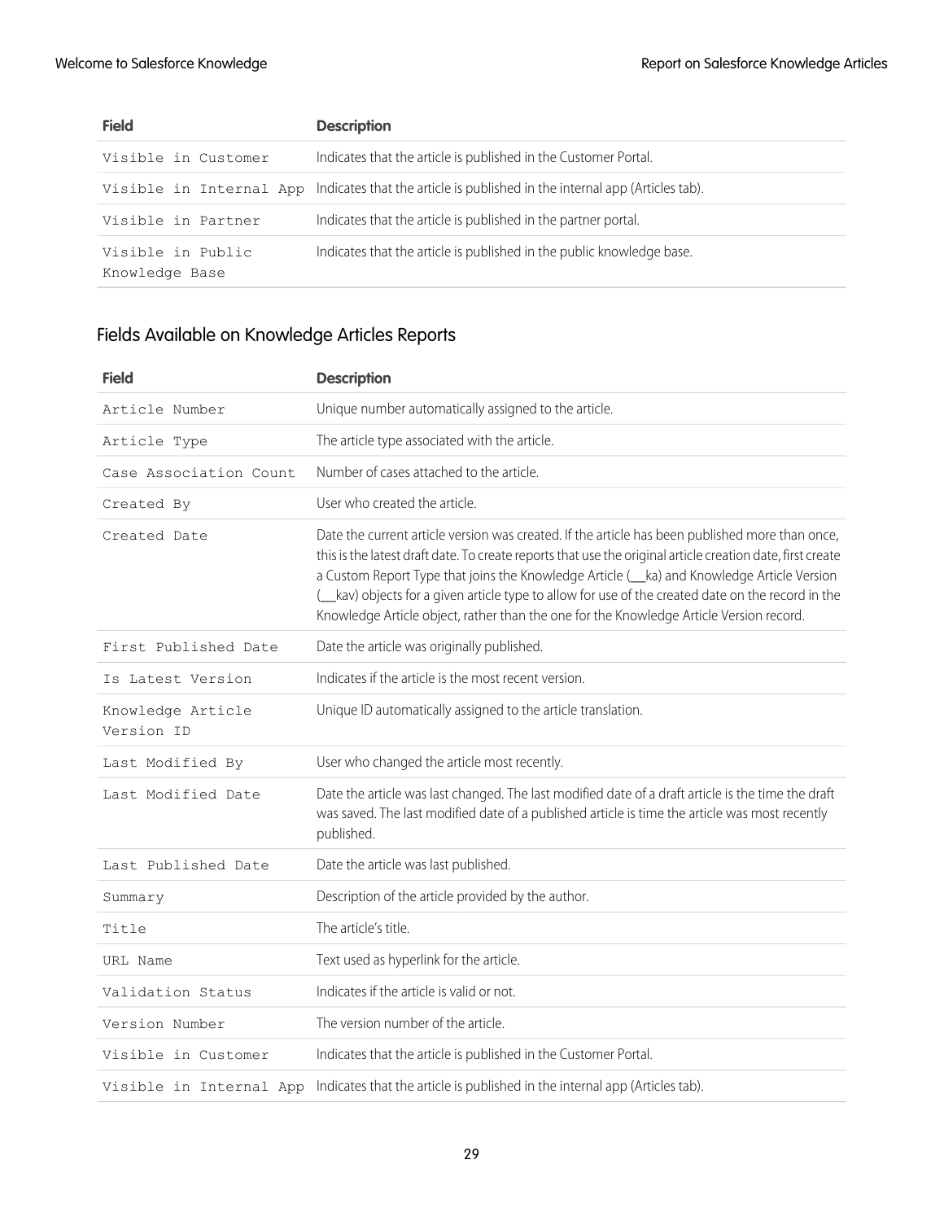| Field | Description |
| --- | --- |
| Visible in Customer | Indicates that the article is published in the Customer Portal. |
| Visible in Internal App | Indicates that the article is published in the internal app (Articles tab). |
| Visible in Partner | Indicates that the article is published in the partner portal. |
| Visible in Public Knowledge Base | Indicates that the article is published in the public knowledge base. |

## Fields Available on Knowledge Articles Reports

| Field | Description |
| --- | --- |
| Article Number | Unique number automatically assigned to the article. |
| Article Type | The article type associated with the article. |
| Case Association Count | Number of cases attached to the article. |
| Created By | User who created the article. |
| Created Date | Date the current article version was created. If the article has been published more than once, this is the latest draft date. To create reports that use the original article creation date, first create a Custom Report Type that joins the Knowledge Article (__ka) and Knowledge Article Version (__kav) objects for a given article type to allow for use of the created date on the record in the Knowledge Article object, rather than the one for the Knowledge Article Version record. |
| First Published Date | Date the article was originally published. |
| Is Latest Version | Indicates if the article is the most recent version. |
| Knowledge Article Version ID | Unique ID automatically assigned to the article translation. |
| Last Modified By | User who changed the article most recently. |
| Last Modified Date | Date the article was last changed. The last modified date of a draft article is the time the draft was saved. The last modified date of a published article is time the article was most recently published. |
| Last Published Date | Date the article was last published. |
| Summary | Description of the article provided by the author. |
| Title | The article's title. |
| URL Name | Text used as hyperlink for the article. |
| Validation Status | Indicates if the article is valid or not. |
| Version Number | The version number of the article. |
| Visible in Customer | Indicates that the article is published in the Customer Portal. |
| Visible in Internal App | Indicates that the article is published in the internal app (Articles tab). |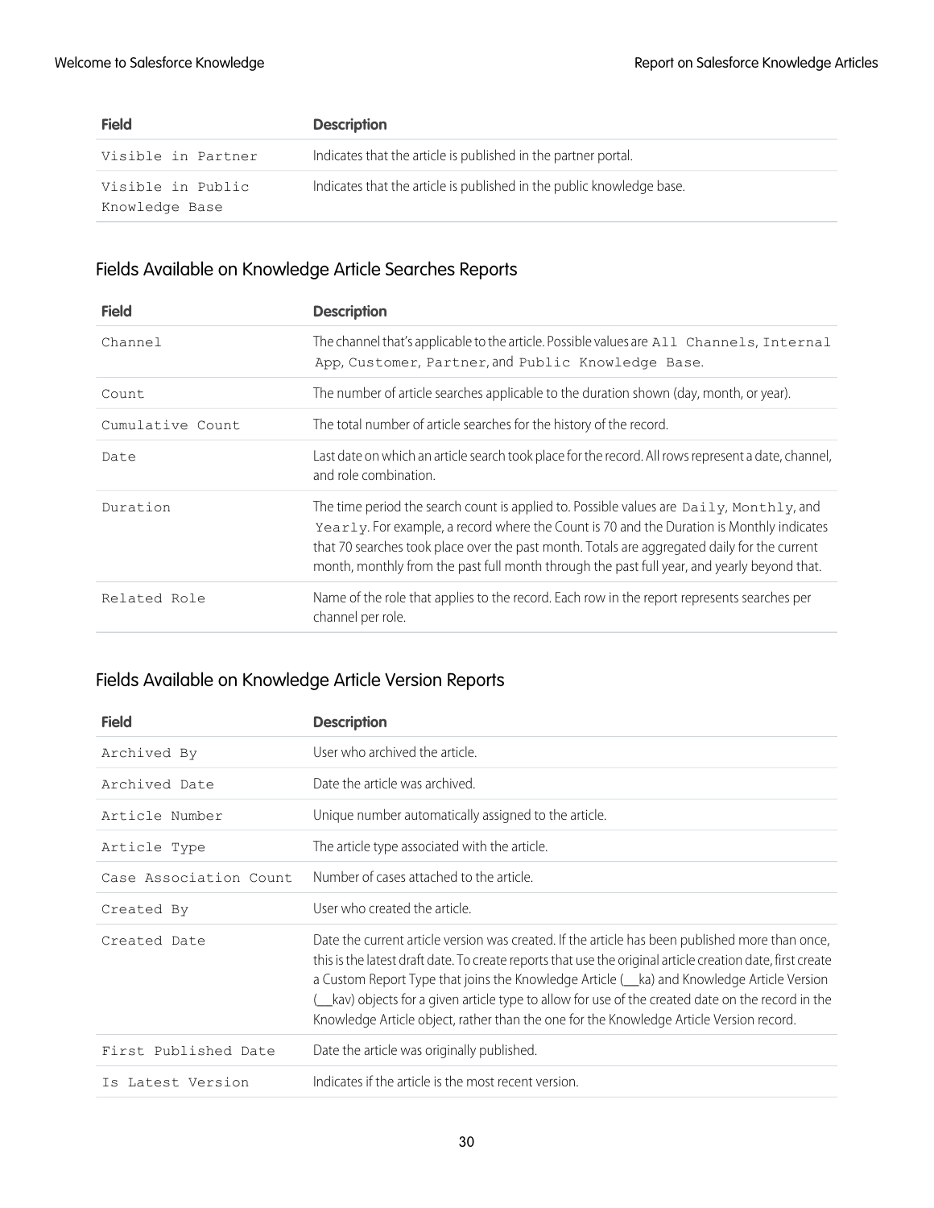| Field | Description |
| --- | --- |
| `Visible in Partner` | Indicates that the article is published in the partner portal. |
| `Visible in Public Knowledge Base` | Indicates that the article is published in the public knowledge base. |

## Fields Available on Knowledge Article Searches Reports

| Field | Description |
| --- | --- |
| `Channel` | The channel that's applicable to the article. Possible values are `All Channels`, `Internal App`, `Customer`, `Partner`, and `Public Knowledge Base`. |
| `Count` | The number of article searches applicable to the duration shown (day, month, or year). |
| `Cumulative Count` | The total number of article searches for the history of the record. |
| `Date` | Last date on which an article search took place for the record. All rows represent a date, channel, and role combination. |
| `Duration` | The time period the search count is applied to. Possible values are `Daily`, `Monthly`, and `Yearly`. For example, a record where the Count is 70 and the Duration is Monthly indicates that 70 searches took place over the past month. Totals are aggregated daily for the current month, monthly from the past full month through the past full year, and yearly beyond that. |
| `Related Role` | Name of the role that applies to the record. Each row in the report represents searches per channel per role. |

## Fields Available on Knowledge Article Version Reports

| Field | Description |
| --- | --- |
| `Archived By` | User who archived the article. |
| `Archived Date` | Date the article was archived. |
| `Article Number` | Unique number automatically assigned to the article. |
| `Article Type` | The article type associated with the article. |
| `Case Association Count` | Number of cases attached to the article. |
| `Created By` | User who created the article. |
| `Created Date` | Date the current article version was created. If the article has been published more than once, this is the latest draft date. To create reports that use the original article creation date, first create a Custom Report Type that joins the Knowledge Article (__ka) and Knowledge Article Version (__kav) objects for a given article type to allow for use of the created date on the record in the Knowledge Article object, rather than the one for the Knowledge Article Version record. |
| `First Published Date` | Date the article was originally published. |
| `Is Latest Version` | Indicates if the article is the most recent version. |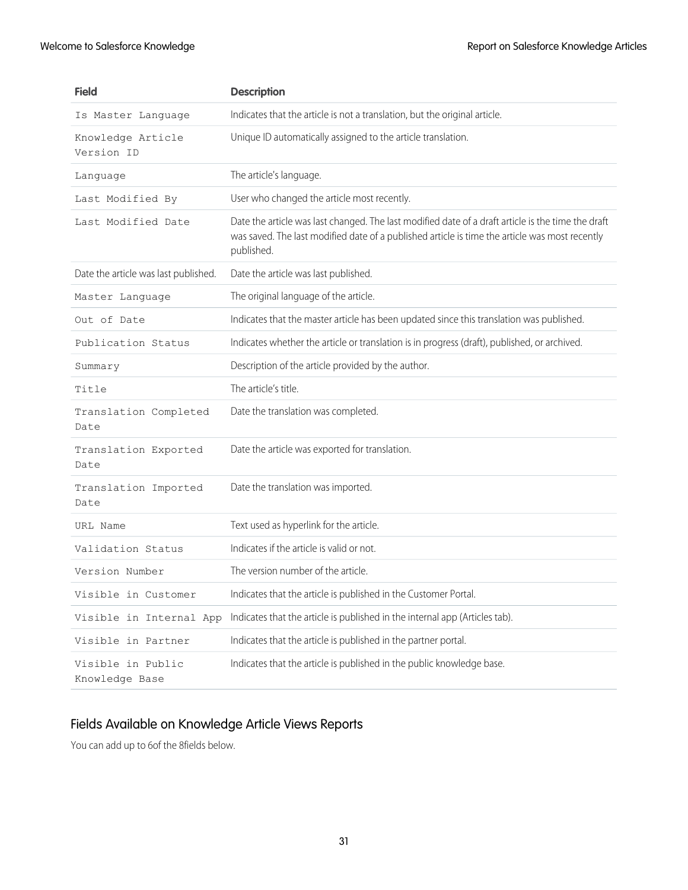| Field | Description |
| --- | --- |
| Is Master Language | Indicates that the article is not a translation, but the original article. |
| Knowledge Article Version ID | Unique ID automatically assigned to the article translation. |
| Language | The article's language. |
| Last Modified By | User who changed the article most recently. |
| Last Modified Date | Date the article was last changed. The last modified date of a draft article is the time the draft was saved. The last modified date of a published article is time the article was most recently published. |
| Date the article was last published. | Date the article was last published. |
| Master Language | The original language of the article. |
| Out of Date | Indicates that the master article has been updated since this translation was published. |
| Publication Status | Indicates whether the article or translation is in progress (draft), published, or archived. |
| Summary | Description of the article provided by the author. |
| Title | The article's title. |
| Translation Completed Date | Date the translation was completed. |
| Translation Exported Date | Date the article was exported for translation. |
| Translation Imported Date | Date the translation was imported. |
| URL Name | Text used as hyperlink for the article. |
| Validation Status | Indicates if the article is valid or not. |
| Version Number | The version number of the article. |
| Visible in Customer | Indicates that the article is published in the Customer Portal. |
| Visible in Internal App | Indicates that the article is published in the internal app (Articles tab). |
| Visible in Partner | Indicates that the article is published in the partner portal. |
| Visible in Public Knowledge Base | Indicates that the article is published in the public knowledge base. |

## Fields Available on Knowledge Article Views Reports

You can add up to 6of the 8fields below.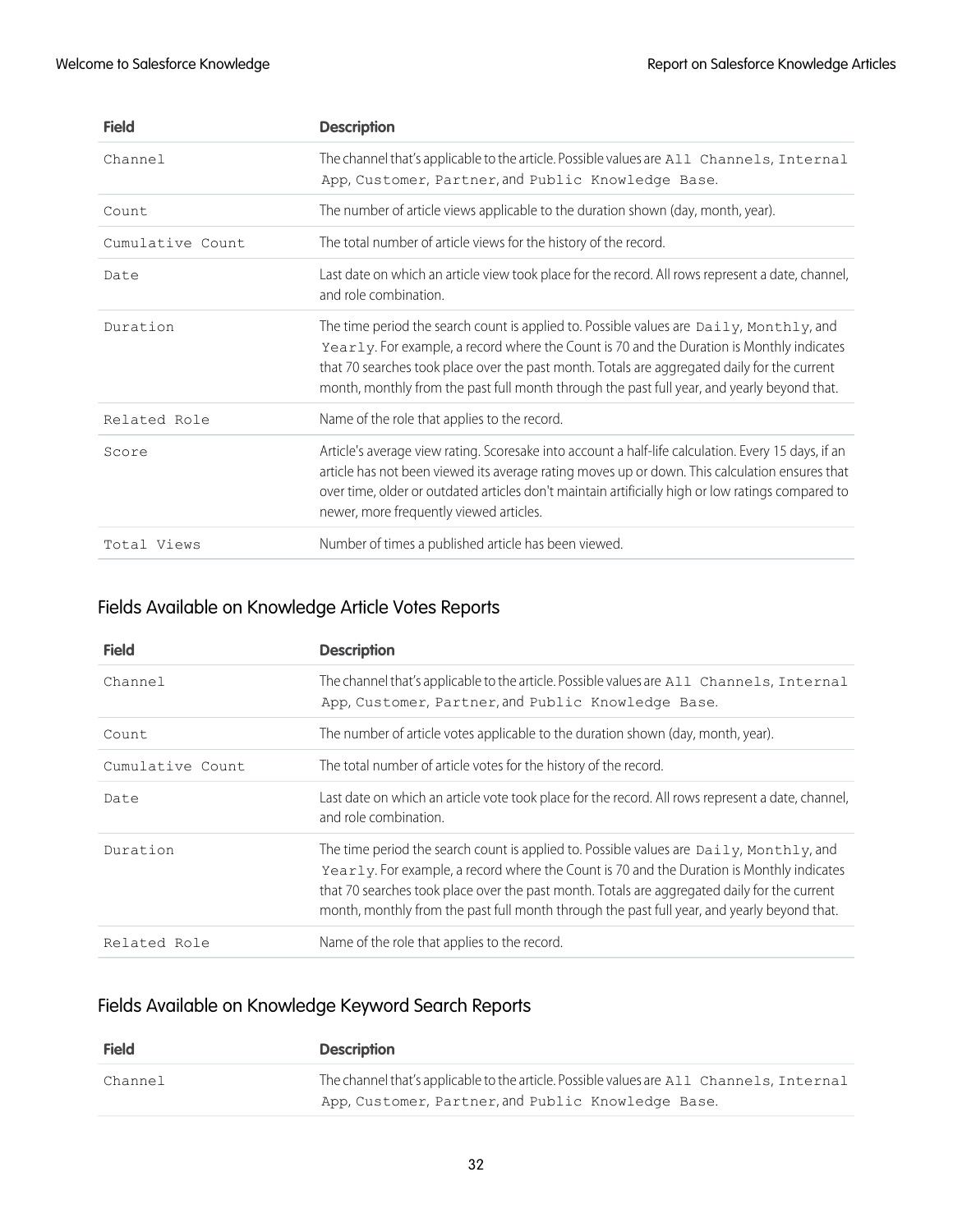| Field | Description |
| --- | --- |
| Channel | The channel that's applicable to the article. Possible values are All Channels, Internal App, Customer, Partner, and Public Knowledge Base. |
| Count | The number of article views applicable to the duration shown (day, month, year). |
| Cumulative Count | The total number of article views for the history of the record. |
| Date | Last date on which an article view took place for the record. All rows represent a date, channel, and role combination. |
| Duration | The time period the search count is applied to. Possible values are Daily, Monthly, and Yearly. For example, a record where the Count is 70 and the Duration is Monthly indicates that 70 searches took place over the past month. Totals are aggregated daily for the current month, monthly from the past full month through the past full year, and yearly beyond that. |
| Related Role | Name of the role that applies to the record. |
| Score | Article's average view rating. Scoresake into account a half-life calculation. Every 15 days, if an article has not been viewed its average rating moves up or down. This calculation ensures that over time, older or outdated articles don't maintain artificially high or low ratings compared to newer, more frequently viewed articles. |
| Total Views | Number of times a published article has been viewed. |

## Fields Available on Knowledge Article Votes Reports

| Field | Description |
| --- | --- |
| Channel | The channel that's applicable to the article. Possible values are All Channels, Internal App, Customer, Partner, and Public Knowledge Base. |
| Count | The number of article votes applicable to the duration shown (day, month, year). |
| Cumulative Count | The total number of article votes for the history of the record. |
| Date | Last date on which an article vote took place for the record. All rows represent a date, channel, and role combination. |
| Duration | The time period the search count is applied to. Possible values are Daily, Monthly, and Yearly. For example, a record where the Count is 70 and the Duration is Monthly indicates that 70 searches took place over the past month. Totals are aggregated daily for the current month, monthly from the past full month through the past full year, and yearly beyond that. |
| Related Role | Name of the role that applies to the record. |

## Fields Available on Knowledge Keyword Search Reports

| Field | Description |
| --- | --- |
| Channel | The channel that's applicable to the article. Possible values are All Channels, Internal App, Customer, Partner, and Public Knowledge Base. |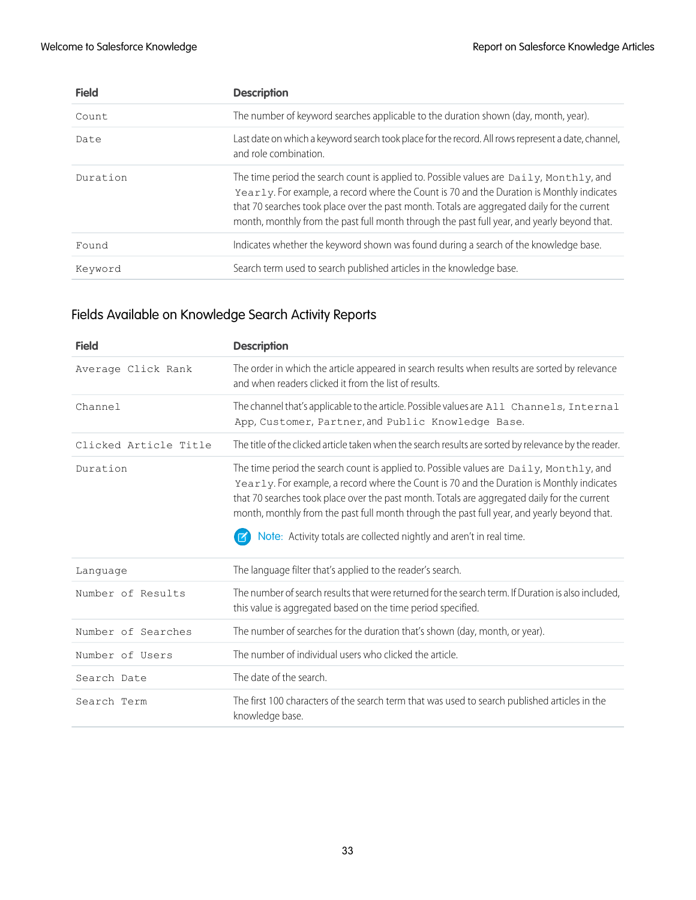| Field | Description |
| --- | --- |
| `Count` | The number of keyword searches applicable to the duration shown (day, month, year). |
| `Date` | Last date on which a keyword search took place for the record. All rows represent a date, channel, and role combination. |
| `Duration` | The time period the search count is applied to. Possible values are `Daily`, `Monthly`, and `Yearly`. For example, a record where the Count is 70 and the Duration is Monthly indicates that 70 searches took place over the past month. Totals are aggregated daily for the current month, monthly from the past full month through the past full year, and yearly beyond that. |
| `Found` | Indicates whether the keyword shown was found during a search of the knowledge base. |
| `Keyword` | Search term used to search published articles in the knowledge base. |

## Fields Available on Knowledge Search Activity Reports

| Field | Description |
| --- | --- |
| `Average Click Rank` | The order in which the article appeared in search results when results are sorted by relevance and when readers clicked it from the list of results. |
| `Channel` | The channel that's applicable to the article. Possible values are `All Channels`, `Internal App`, `Customer`, `Partner`, and `Public Knowledge Base`. |
| `Clicked Article Title` | The title of the clicked article taken when the search results are sorted by relevance by the reader. |
| `Duration` | The time period the search count is applied to. Possible values are `Daily`, `Monthly`, and `Yearly`. For example, a record where the Count is 70 and the Duration is Monthly indicates that 70 searches took place over the past month. Totals are aggregated daily for the current month, monthly from the past full month through the past full year, and yearly beyond that. **Note:** Activity totals are collected nightly and aren't in real time. |
| `Language` | The language filter that's applied to the reader's search. |
| `Number of Results` | The number of search results that were returned for the search term. If Duration is also included, this value is aggregated based on the time period specified. |
| `Number of Searches` | The number of searches for the duration that's shown (day, month, or year). |
| `Number of Users` | The number of individual users who clicked the article. |
| `Search Date` | The date of the search. |
| `Search Term` | The first 100 characters of the search term that was used to search published articles in the knowledge base. |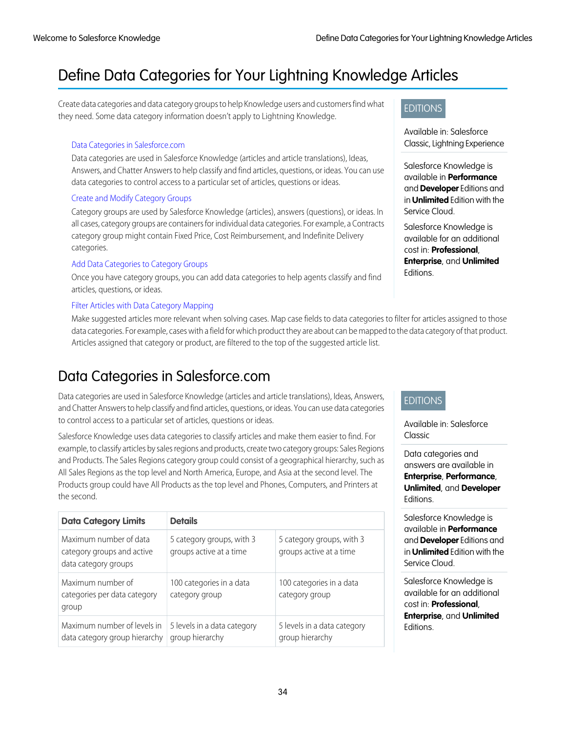// 1. Title
# Define Data Categories for Your Lightning Knowledge Articles

// 2. Intro paragraph
Create data categories and data category groups to help Knowledge users and customers find what they need. Some data category information doesn't apply to Lightning Knowledge.

// 3. EDITIONS box (first section)
EDITIONS

Available in: Salesforce Classic, Lightning Experience

Salesforce Knowledge is available in **Performance** and **Developer** Editions and in **Unlimited** Edition with the Service Cloud.

Salesforce Knowledge is available for an additional cost in: **Professional**, **Enterprise**, and **Unlimited** Editions.

// 4. Linked topic list
Data Categories in Salesforce.com
: Data categories are used in Salesforce Knowledge (articles and article translations), Ideas, Answers, and Chatter Answers to help classify and find articles, questions, or ideas. You can use data categories to control access to a particular set of articles, questions or ideas.

Create and Modify Category Groups
: Category groups are used by Salesforce Knowledge (articles), answers (questions), or ideas. In all cases, category groups are containers for individual data categories. For example, a Contracts category group might contain Fixed Price, Cost Reimbursement, and Indefinite Delivery categories.

Add Data Categories to Category Groups
: Once you have category groups, you can add data categories to help agents classify and find articles, questions, or ideas.

Filter Articles with Data Category Mapping
: Make suggested articles more relevant when solving cases. Map case fields to data categories to filter for articles assigned to those data categories. For example, cases with a field for which product they are about can be mapped to the data category of that product. Articles assigned that category or product, are filtered to the top of the suggested article list.

// 5. Second section heading
## Data Categories in Salesforce.com

// 6. Second section body
Data categories are used in Salesforce Knowledge (articles and article translations), Ideas, Answers, and Chatter Answers to help classify and find articles, questions, or ideas. You can use data categories to control access to a particular set of articles, questions or ideas.

Salesforce Knowledge uses data categories to classify articles and make them easier to find. For example, to classify articles by sales regions and products, create two category groups: Sales Regions and Products. The Sales Regions category group could consist of a geographical hierarchy, such as All Sales Regions as the top level and North America, Europe, and Asia at the second level. The Products group could have All Products as the top level and Phones, Computers, and Printers at the second.

// 7. EDITIONS box (second section)
EDITIONS

Available in: Salesforce Classic

Data categories and answers are available in **Enterprise**, **Performance**, **Unlimited**, and **Developer** Editions.

Salesforce Knowledge is available in **Performance** and **Developer** Editions and in **Unlimited** Edition with the Service Cloud.

Salesforce Knowledge is available for an additional cost in: **Professional**, **Enterprise**, and **Unlimited** Editions.

// 8. Limits table
| Data Category Limits | Details | |
|---|---|---|
| Maximum number of data category groups and active data category groups | 5 category groups, with 3 groups active at a time | 5 category groups, with 3 groups active at a time |
| Maximum number of categories per data category group | 100 categories in a data category group | 100 categories in a data category group |
| Maximum number of levels in data category group hierarchy | 5 levels in a data category group hierarchy | 5 levels in a data category group hierarchy |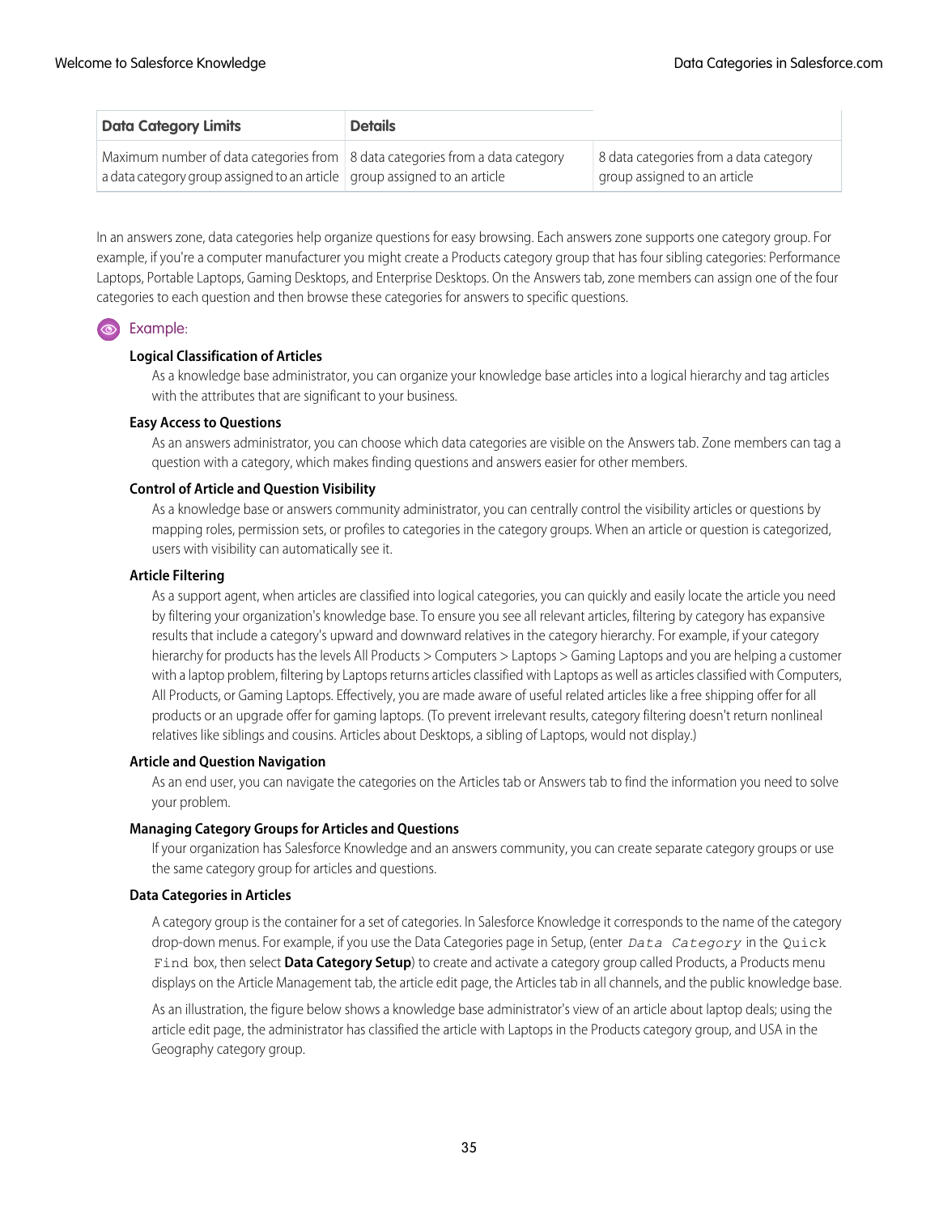| Data Category Limits | Details | |
| --- | --- | --- |
| Maximum number of data categories from a data category group assigned to an article | 8 data categories from a data category group assigned to an article | 8 data categories from a data category group assigned to an article |

In an answers zone, data categories help organize questions for easy browsing. Each answers zone supports one category group. For example, if you're a computer manufacturer you might create a Products category group that has four sibling categories: Performance Laptops, Portable Laptops, Gaming Desktops, and Enterprise Desktops. On the Answers tab, zone members can assign one of the four categories to each question and then browse these categories for answers to specific questions.

Example:

**Logical Classification of Articles**

As a knowledge base administrator, you can organize your knowledge base articles into a logical hierarchy and tag articles with the attributes that are significant to your business.

**Easy Access to Questions**

As an answers administrator, you can choose which data categories are visible on the Answers tab. Zone members can tag a question with a category, which makes finding questions and answers easier for other members.

**Control of Article and Question Visibility**

As a knowledge base or answers community administrator, you can centrally control the visibility articles or questions by mapping roles, permission sets, or profiles to categories in the category groups. When an article or question is categorized, users with visibility can automatically see it.

**Article Filtering**

As a support agent, when articles are classified into logical categories, you can quickly and easily locate the article you need by filtering your organization's knowledge base. To ensure you see all relevant articles, filtering by category has expansive results that include a category's upward and downward relatives in the category hierarchy. For example, if your category hierarchy for products has the levels All Products > Computers > Laptops > Gaming Laptops and you are helping a customer with a laptop problem, filtering by Laptops returns articles classified with Laptops as well as articles classified with Computers, All Products, or Gaming Laptops. Effectively, you are made aware of useful related articles like a free shipping offer for all products or an upgrade offer for gaming laptops. (To prevent irrelevant results, category filtering doesn't return nonlineal relatives like siblings and cousins. Articles about Desktops, a sibling of Laptops, would not display.)

**Article and Question Navigation**

As an end user, you can navigate the categories on the Articles tab or Answers tab to find the information you need to solve your problem.

**Managing Category Groups for Articles and Questions**

If your organization has Salesforce Knowledge and an answers community, you can create separate category groups or use the same category group for articles and questions.

**Data Categories in Articles**

A category group is the container for a set of categories. In Salesforce Knowledge it corresponds to the name of the category drop-down menus. For example, if you use the Data Categories page in Setup, (enter *`Data Category`* in the `Quick Find` box, then select **Data Category Setup**) to create and activate a category group called Products, a Products menu displays on the Article Management tab, the article edit page, the Articles tab in all channels, and the public knowledge base.

As an illustration, the figure below shows a knowledge base administrator's view of an article about laptop deals; using the article edit page, the administrator has classified the article with Laptops in the Products category group, and USA in the Geography category group.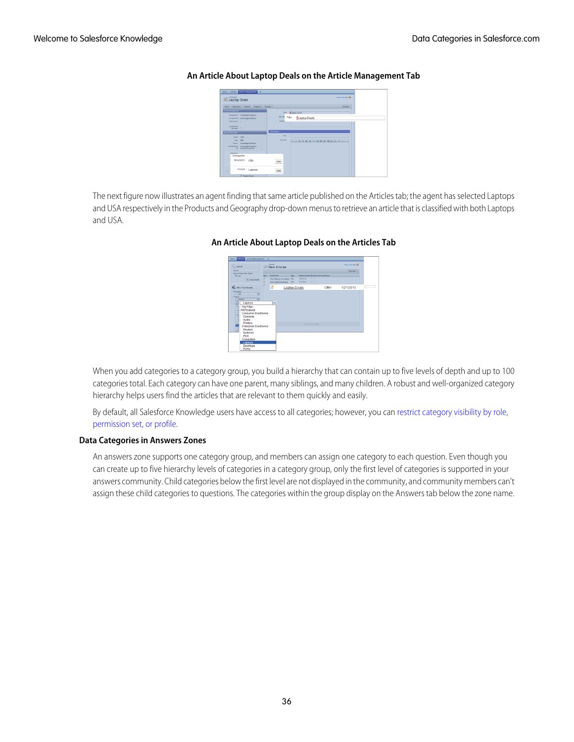**An Article About Laptop Deals on the Article Management Tab**

The next figure now illustrates an agent finding that same article published on the Articles tab; the agent has selected Laptops and USA respectively in the Products and Geography drop-down menus to retrieve an article that is classified with both Laptops and USA.

**An Article About Laptop Deals on the Articles Tab**

When you add categories to a category group, you build a hierarchy that can contain up to five levels of depth and up to 100 categories total. Each category can have one parent, many siblings, and many children. A robust and well-organized category hierarchy helps users find the articles that are relevant to them quickly and easily.

By default, all Salesforce Knowledge users have access to all categories; however, you can restrict category visibility by role, permission set, or profile.

### Data Categories in Answers Zones

An answers zone supports one category group, and members can assign one category to each question. Even though you can create up to five hierarchy levels of categories in a category group, only the first level of categories is supported in your answers community. Child categories below the first level are not displayed in the community, and community members can't assign these child categories to questions. The categories within the group display on the Answers tab below the zone name.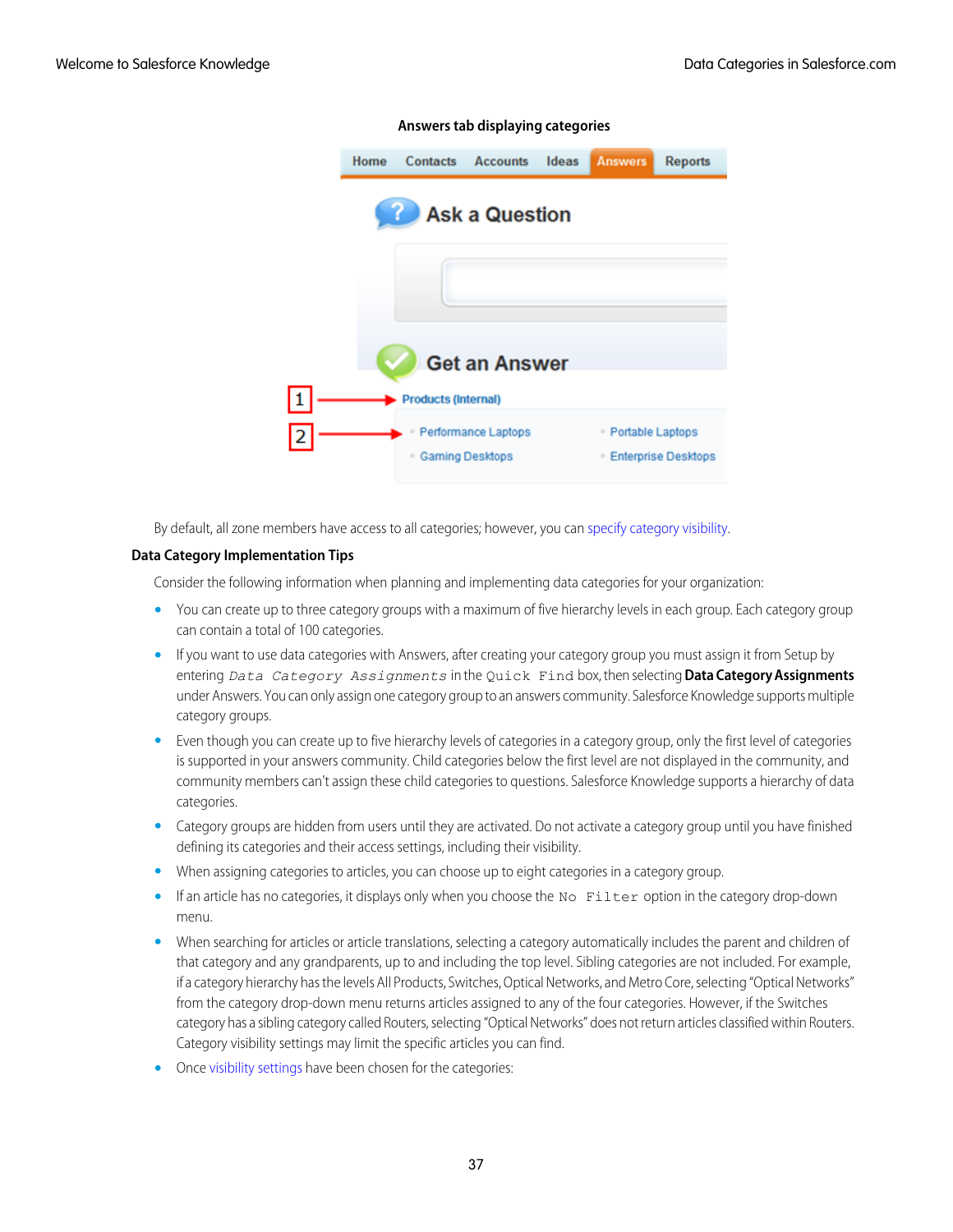**Answers tab displaying categories**

By default, all zone members have access to all categories; however, you can specify category visibility.

### Data Category Implementation Tips

Consider the following information when planning and implementing data categories for your organization:

- You can create up to three category groups with a maximum of five hierarchy levels in each group. Each category group can contain a total of 100 categories.
- If you want to use data categories with Answers, after creating your category group you must assign it from Setup by entering `Data Category Assignments` in the `Quick Find` box, then selecting **Data Category Assignments** under Answers. You can only assign one category group to an answers community. Salesforce Knowledge supports multiple category groups.
- Even though you can create up to five hierarchy levels of categories in a category group, only the first level of categories is supported in your answers community. Child categories below the first level are not displayed in the community, and community members can't assign these child categories to questions. Salesforce Knowledge supports a hierarchy of data categories.
- Category groups are hidden from users until they are activated. Do not activate a category group until you have finished defining its categories and their access settings, including their visibility.
- When assigning categories to articles, you can choose up to eight categories in a category group.
- If an article has no categories, it displays only when you choose the `No Filter` option in the category drop-down menu.
- When searching for articles or article translations, selecting a category automatically includes the parent and children of that category and any grandparents, up to and including the top level. Sibling categories are not included. For example, if a category hierarchy has the levels All Products, Switches, Optical Networks, and Metro Core, selecting "Optical Networks" from the category drop-down menu returns articles assigned to any of the four categories. However, if the Switches category has a sibling category called Routers, selecting "Optical Networks" does not return articles classified within Routers. Category visibility settings may limit the specific articles you can find.
- Once visibility settings have been chosen for the categories: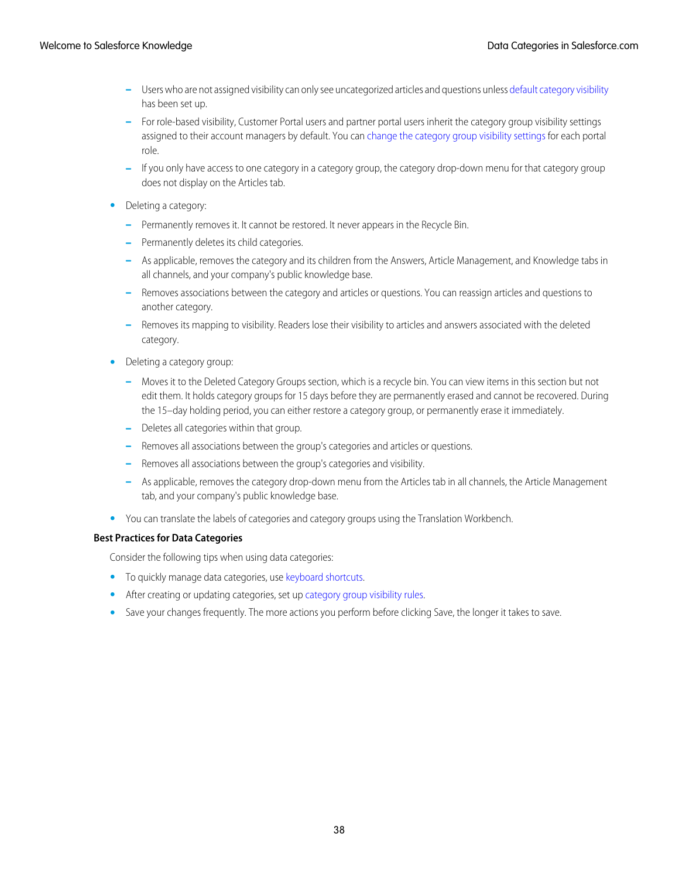- Users who are not assigned visibility can only see uncategorized articles and questions unless default category visibility has been set up.
  - For role-based visibility, Customer Portal users and partner portal users inherit the category group visibility settings assigned to their account managers by default. You can change the category group visibility settings for each portal role.
  - If you only have access to one category in a category group, the category drop-down menu for that category group does not display on the Articles tab.

- Deleting a category:
  - Permanently removes it. It cannot be restored. It never appears in the Recycle Bin.
  - Permanently deletes its child categories.
  - As applicable, removes the category and its children from the Answers, Article Management, and Knowledge tabs in all channels, and your company's public knowledge base.
  - Removes associations between the category and articles or questions. You can reassign articles and questions to another category.
  - Removes its mapping to visibility. Readers lose their visibility to articles and answers associated with the deleted category.

- Deleting a category group:
  - Moves it to the Deleted Category Groups section, which is a recycle bin. You can view items in this section but not edit them. It holds category groups for 15 days before they are permanently erased and cannot be recovered. During the 15–day holding period, you can either restore a category group, or permanently erase it immediately.
  - Deletes all categories within that group.
  - Removes all associations between the group's categories and articles or questions.
  - Removes all associations between the group's categories and visibility.
  - As applicable, removes the category drop-down menu from the Articles tab in all channels, the Article Management tab, and your company's public knowledge base.

- You can translate the labels of categories and category groups using the Translation Workbench.

### Best Practices for Data Categories

Consider the following tips when using data categories:

- To quickly manage data categories, use keyboard shortcuts.
- After creating or updating categories, set up category group visibility rules.
- Save your changes frequently. The more actions you perform before clicking Save, the longer it takes to save.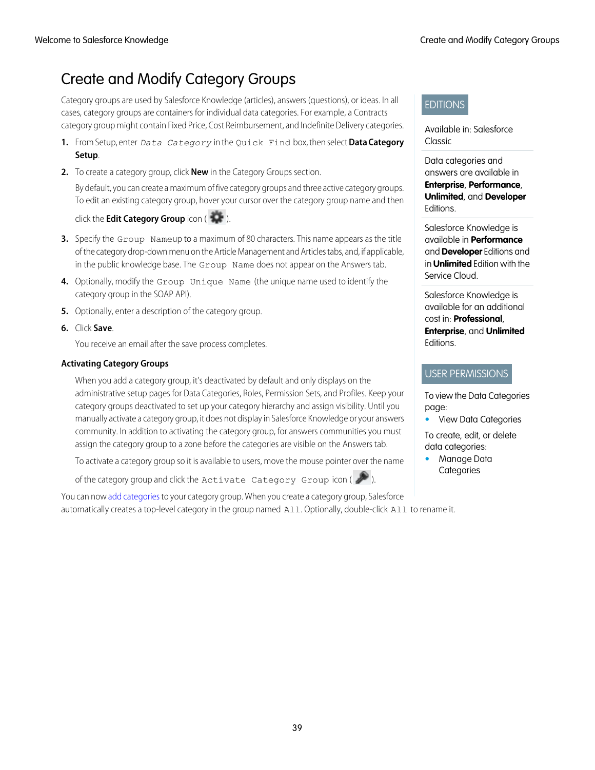# Create and Modify Category Groups

Category groups are used by Salesforce Knowledge (articles), answers (questions), or ideas. In all cases, category groups are containers for individual data categories. For example, a Contracts category group might contain Fixed Price, Cost Reimbursement, and Indefinite Delivery categories.

1. From Setup, enter `Data Category` in the `Quick Find` box, then select **Data Category Setup**.
2. To create a category group, click **New** in the Category Groups section.

   By default, you can create a maximum of five category groups and three active category groups. To edit an existing category group, hover your cursor over the category group name and then click the **Edit Category Group** icon ( ).
3. Specify the `Group Name` up to a maximum of 80 characters. This name appears as the title of the category drop-down menu on the Article Management and Articles tabs, and, if applicable, in the public knowledge base. The `Group Name` does not appear on the Answers tab.
4. Optionally, modify the `Group Unique Name` (the unique name used to identify the category group in the SOAP API).
5. Optionally, enter a description of the category group.
6. Click **Save**.

   You receive an email after the save process completes.

### Activating Category Groups

When you add a category group, it's deactivated by default and only displays on the administrative setup pages for Data Categories, Roles, Permission Sets, and Profiles. Keep your category groups deactivated to set up your category hierarchy and assign visibility. Until you manually activate a category group, it does not display in Salesforce Knowledge or your answers community. In addition to activating the category group, for answers communities you must assign the category group to a zone before the categories are visible on the Answers tab.

To activate a category group so it is available to users, move the mouse pointer over the name of the category group and click the `Activate Category Group` icon ( ).

You can now add categories to your category group. When you create a category group, Salesforce automatically creates a top-level category in the group named `All`. Optionally, double-click `All` to rename it.

EDITIONS

Available in: Salesforce Classic

Data categories and answers are available in **Enterprise**, **Performance**, **Unlimited**, and **Developer** Editions.

Salesforce Knowledge is available in **Performance** and **Developer** Editions and in **Unlimited** Edition with the Service Cloud.

Salesforce Knowledge is available for an additional cost in: **Professional**, **Enterprise**, and **Unlimited** Editions.

USER PERMISSIONS

To view the Data Categories page:
- View Data Categories

To create, edit, or delete data categories:
- Manage Data Categories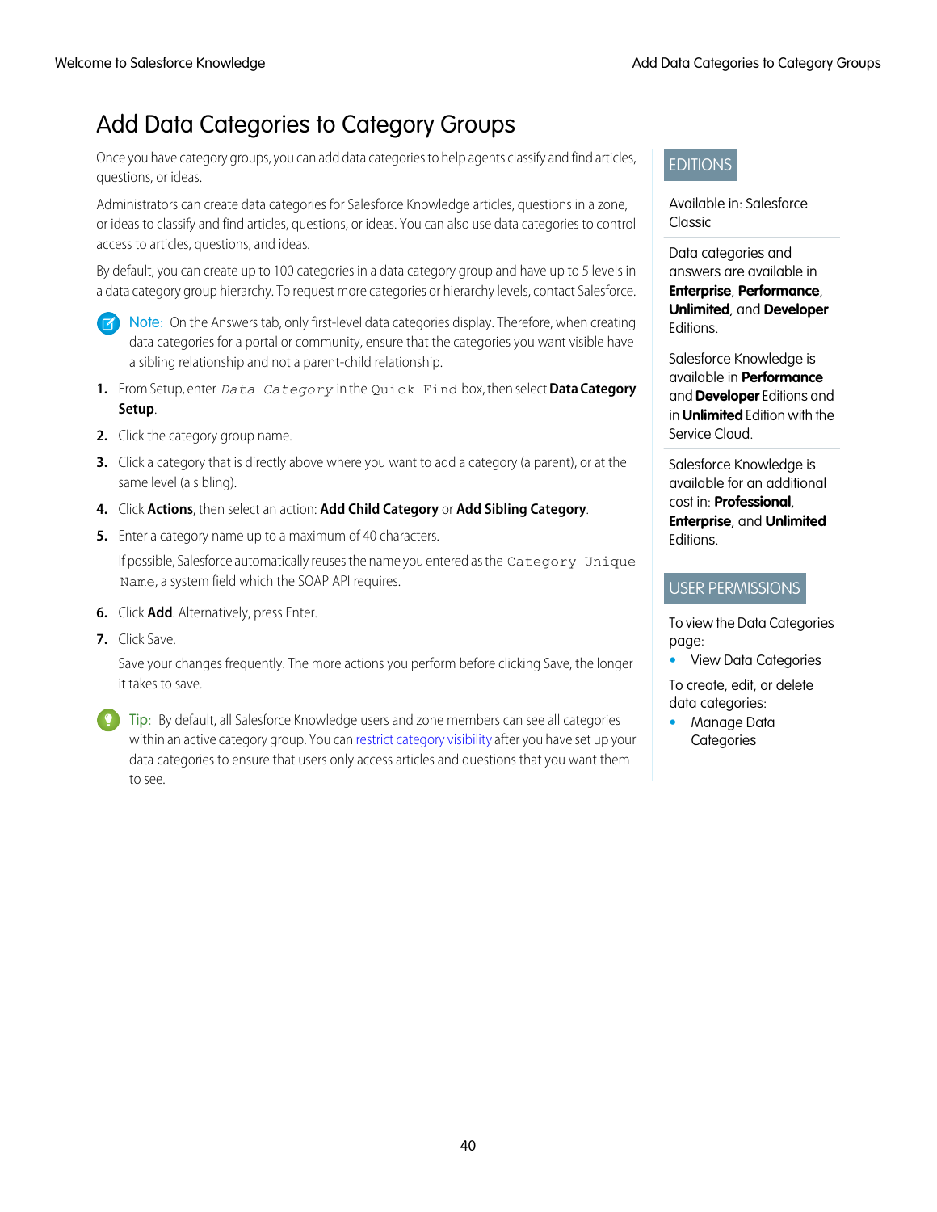# Add Data Categories to Category Groups

Once you have category groups, you can add data categories to help agents classify and find articles, questions, or ideas.

Administrators can create data categories for Salesforce Knowledge articles, questions in a zone, or ideas to classify and find articles, questions, or ideas. You can also use data categories to control access to articles, questions, and ideas.

By default, you can create up to 100 categories in a data category group and have up to 5 levels in a data category group hierarchy. To request more categories or hierarchy levels, contact Salesforce.

> **Note:** On the Answers tab, only first-level data categories display. Therefore, when creating data categories for a portal or community, ensure that the categories you want visible have a sibling relationship and not a parent-child relationship.

1. From Setup, enter `Data Category` in the `Quick Find` box, then select **Data Category Setup**.
2. Click the category group name.
3. Click a category that is directly above where you want to add a category (a parent), or at the same level (a sibling).
4. Click **Actions**, then select an action: **Add Child Category** or **Add Sibling Category**.
5. Enter a category name up to a maximum of 40 characters.

   If possible, Salesforce automatically reuses the name you entered as the `Category Unique Name`, a system field which the SOAP API requires.
6. Click **Add**. Alternatively, press Enter.
7. Click Save.

   Save your changes frequently. The more actions you perform before clicking Save, the longer it takes to save.

> **Tip:** By default, all Salesforce Knowledge users and zone members can see all categories within an active category group. You can restrict category visibility after you have set up your data categories to ensure that users only access articles and questions that you want them to see.

## EDITIONS

Available in: Salesforce Classic

Data categories and answers are available in **Enterprise**, **Performance**, **Unlimited**, and **Developer** Editions.

Salesforce Knowledge is available in **Performance** and **Developer** Editions and in **Unlimited** Edition with the Service Cloud.

Salesforce Knowledge is available for an additional cost in: **Professional**, **Enterprise**, and **Unlimited** Editions.

## USER PERMISSIONS

To view the Data Categories page:
- View Data Categories

To create, edit, or delete data categories:
- Manage Data Categories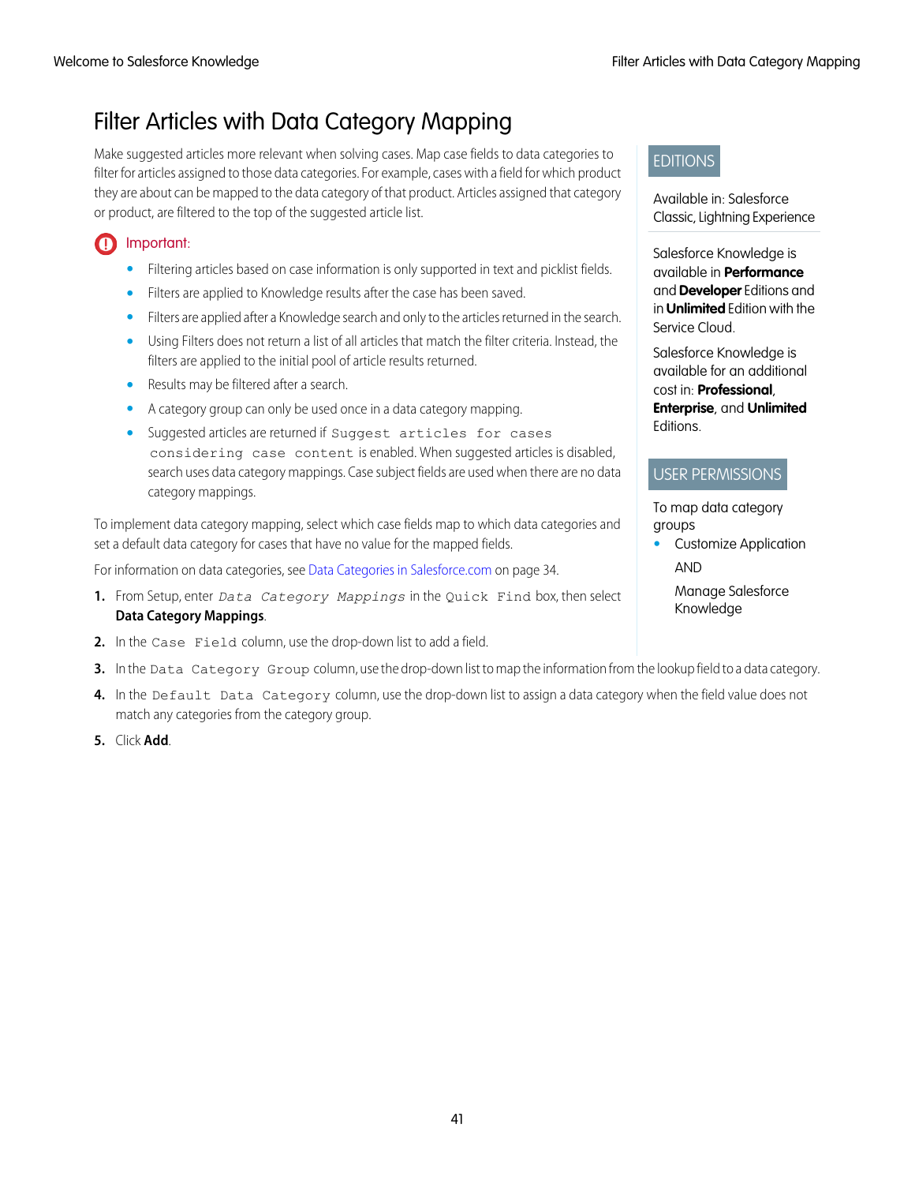# Filter Articles with Data Category Mapping

Make suggested articles more relevant when solving cases. Map case fields to data categories to filter for articles assigned to those data categories. For example, cases with a field for which product they are about can be mapped to the data category of that product. Articles assigned that category or product, are filtered to the top of the suggested article list.

EDITIONS

Available in: Salesforce Classic, Lightning Experience

Salesforce Knowledge is available in **Performance** and **Developer** Editions and in **Unlimited** Edition with the Service Cloud.

Salesforce Knowledge is available for an additional cost in: **Professional**, **Enterprise**, and **Unlimited** Editions.

USER PERMISSIONS

To map data category groups

- Customize Application

  AND

  Manage Salesforce Knowledge

**Important:**

- Filtering articles based on case information is only supported in text and picklist fields.
- Filters are applied to Knowledge results after the case has been saved.
- Filters are applied after a Knowledge search and only to the articles returned in the search.
- Using Filters does not return a list of all articles that match the filter criteria. Instead, the filters are applied to the initial pool of article results returned.
- Results may be filtered after a search.
- A category group can only be used once in a data category mapping.
- Suggested articles are returned if `Suggest articles for cases considering case content` is enabled. When suggested articles is disabled, search uses data category mappings. Case subject fields are used when there are no data category mappings.

To implement data category mapping, select which case fields map to which data categories and set a default data category for cases that have no value for the mapped fields.

For information on data categories, see Data Categories in Salesforce.com on page 34.

1. From Setup, enter *Data Category Mappings* in the `Quick Find` box, then select **Data Category Mappings**.
2. In the `Case Field` column, use the drop-down list to add a field.
3. In the `Data Category Group` column, use the drop-down list to map the information from the lookup field to a data category.
4. In the `Default Data Category` column, use the drop-down list to assign a data category when the field value does not match any categories from the category group.
5. Click **Add**.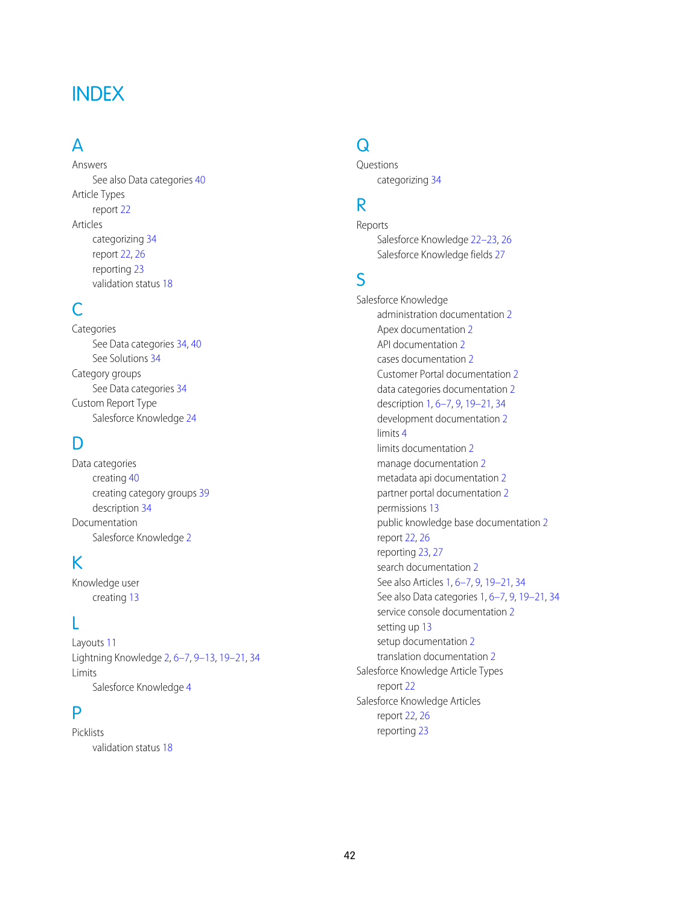# INDEX

## A

Answers
- See also Data categories 40

Article Types
- report 22

Articles
- categorizing 34
- report 22, 26
- reporting 23
- validation status 18

## C

Categories
- See Data categories 34, 40
- See Solutions 34

Category groups
- See Data categories 34

Custom Report Type
- Salesforce Knowledge 24

## D

Data categories
- creating 40
- creating category groups 39
- description 34

Documentation
- Salesforce Knowledge 2

## K

Knowledge user
- creating 13

## L

Layouts 11

Lightning Knowledge 2, 6–7, 9–13, 19–21, 34

Limits
- Salesforce Knowledge 4

## P

Picklists
- validation status 18

## Q

Questions
- categorizing 34

## R

Reports
- Salesforce Knowledge 22–23, 26
- Salesforce Knowledge fields 27

## S

Salesforce Knowledge
- administration documentation 2
- Apex documentation 2
- API documentation 2
- cases documentation 2
- Customer Portal documentation 2
- data categories documentation 2
- description 1, 6–7, 9, 19–21, 34
- development documentation 2
- limits 4
- limits documentation 2
- manage documentation 2
- metadata api documentation 2
- partner portal documentation 2
- permissions 13
- public knowledge base documentation 2
- report 22, 26
- reporting 23, 27
- search documentation 2
- See also Articles 1, 6–7, 9, 19–21, 34
- See also Data categories 1, 6–7, 9, 19–21, 34
- service console documentation 2
- setting up 13
- setup documentation 2
- translation documentation 2

Salesforce Knowledge Article Types
- report 22

Salesforce Knowledge Articles
- report 22, 26
- reporting 23